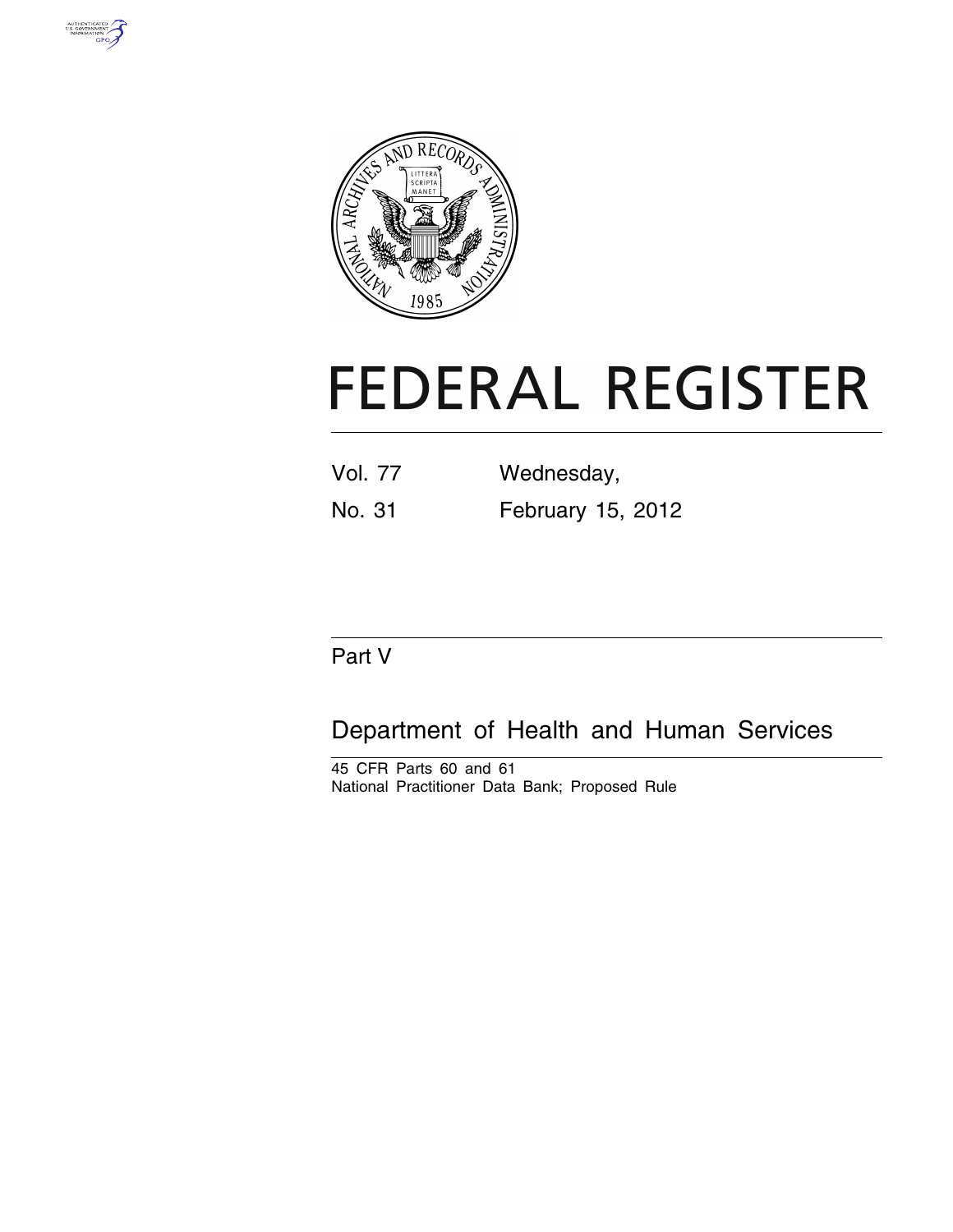# FEDERAL REGISTER

Vol. 77 Wednesday,

No. 31 February 15, 2012

Part V

## Department of Health and Human Services

45 CFR Parts 60 and 61

National Practitioner Data Bank; Proposed Rule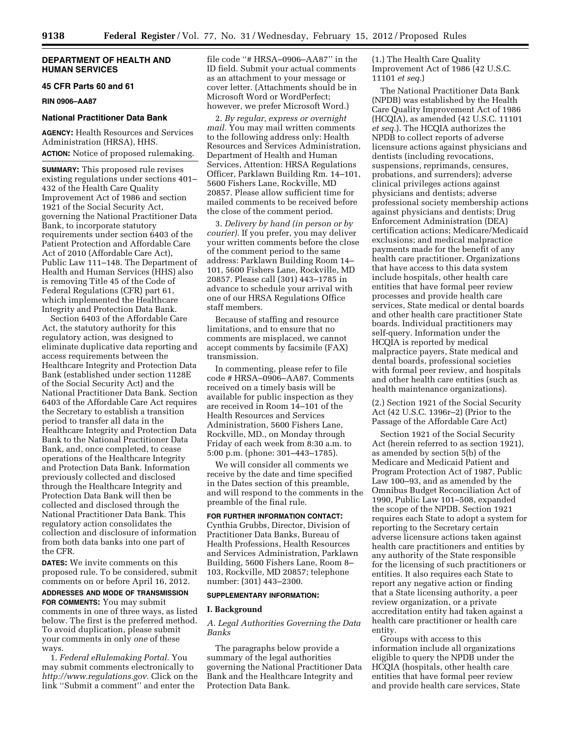**DEPARTMENT OF HEALTH AND HUMAN SERVICES**

**45 CFR Parts 60 and 61**

**RIN 0906–AA87**

## National Practitioner Data Bank

**AGENCY:** Health Resources and Services Administration (HRSA), HHS.

**ACTION:** Notice of proposed rulemaking.

**SUMMARY:** This proposed rule revises existing regulations under sections 401–432 of the Health Care Quality Improvement Act of 1986 and section 1921 of the Social Security Act, governing the National Practitioner Data Bank, to incorporate statutory requirements under section 6403 of the Patient Protection and Affordable Care Act of 2010 (Affordable Care Act), Public Law 111–148. The Department of Health and Human Services (HHS) also is removing Title 45 of the Code of Federal Regulations (CFR) part 61, which implemented the Healthcare Integrity and Protection Data Bank.

Section 6403 of the Affordable Care Act, the statutory authority for this regulatory action, was designed to eliminate duplicative data reporting and access requirements between the Healthcare Integrity and Protection Data Bank (established under section 1128E of the Social Security Act) and the National Practitioner Data Bank. Section 6403 of the Affordable Care Act requires the Secretary to establish a transition period to transfer all data in the Healthcare Integrity and Protection Data Bank to the National Practitioner Data Bank, and, once completed, to cease operations of the Healthcare Integrity and Protection Data Bank. Information previously collected and disclosed through the Healthcare Integrity and Protection Data Bank will then be collected and disclosed through the National Practitioner Data Bank. This regulatory action consolidates the collection and disclosure of information from both data banks into one part of the CFR.

**DATES:** We invite comments on this proposed rule. To be considered, submit comments on or before April 16, 2012.

**ADDRESSES AND MODE OF TRANSMISSION FOR COMMENTS:** You may submit comments in one of three ways, as listed below. The first is the preferred method. To avoid duplication, please submit your comments in only *one* of these ways.

1. *Federal eRulemaking Portal.* You may submit comments electronically to *http://www.regulations.gov.* Click on the link ''Submit a comment'' and enter the file code ''# HRSA–0906–AA87'' in the ID field. Submit your actual comments as an attachment to your message or cover letter. (Attachments should be in Microsoft Word or WordPerfect; however, we prefer Microsoft Word.)

2. *By regular, express or overnight mail.* You may mail written comments to the following address only: Health Resources and Services Administration, Department of Health and Human Services, Attention: HRSA Regulations Officer, Parklawn Building Rm. 14–101, 5600 Fishers Lane, Rockville, MD 20857. Please allow sufficient time for mailed comments to be received before the close of the comment period.

3. *Delivery by hand (in person or by courier).* If you prefer, you may deliver your written comments before the close of the comment period to the same address: Parklawn Building Room 14–101, 5600 Fishers Lane, Rockville, MD 20857. Please call (301) 443–1785 in advance to schedule your arrival with one of our HRSA Regulations Office staff members.

Because of staffing and resource limitations, and to ensure that no comments are misplaced, we cannot accept comments by facsimile (FAX) transmission.

In commenting, please refer to file code # HRSA–0906–AA87. Comments received on a timely basis will be available for public inspection as they are received in Room 14–101 of the Health Resources and Services Administration, 5600 Fishers Lane, Rockville, MD., on Monday through Friday of each week from 8:30 a.m. to 5:00 p.m. (phone: 301–443–1785).

We will consider all comments we receive by the date and time specified in the Dates section of this preamble, and will respond to the comments in the preamble of the final rule.

**FOR FURTHER INFORMATION CONTACT:** Cynthia Grubbs, Director, Division of Practitioner Data Banks, Bureau of Health Professions, Health Resources and Services Administration, Parklawn Building, 5600 Fishers Lane, Room 8–103, Rockville, MD 20857; telephone number: (301) 443–2300.

**SUPPLEMENTARY INFORMATION:**

## I. Background

### *A. Legal Authorities Governing the Data Banks*

The paragraphs below provide a summary of the legal authorities governing the National Practitioner Data Bank and the Healthcare Integrity and Protection Data Bank.

(1.) The Health Care Quality Improvement Act of 1986 (42 U.S.C. 11101 *et seq.*)

The National Practitioner Data Bank (NPDB) was established by the Health Care Quality Improvement Act of 1986 (HCQIA), as amended (42 U.S.C. 11101 *et seq.*). The HCQIA authorizes the NPDB to collect reports of adverse licensure actions against physicians and dentists (including revocations, suspensions, reprimands, censures, probations, and surrenders); adverse clinical privileges actions against physicians and dentists; adverse professional society membership actions against physicians and dentists; Drug Enforcement Administration (DEA) certification actions; Medicare/Medicaid exclusions; and medical malpractice payments made for the benefit of any health care practitioner. Organizations that have access to this data system include hospitals, other health care entities that have formal peer review processes and provide health care services, State medical or dental boards and other health care practitioner State boards. Individual practitioners may self-query. Information under the HCQIA is reported by medical malpractice payers, State medical and dental boards, professional societies with formal peer review, and hospitals and other health care entities (such as health maintenance organizations).

(2.) Section 1921 of the Social Security Act (42 U.S.C. 1396r–2) (Prior to the Passage of the Affordable Care Act)

Section 1921 of the Social Security Act (herein referred to as section 1921), as amended by section 5(b) of the Medicare and Medicaid Patient and Program Protection Act of 1987, Public Law 100–93, and as amended by the Omnibus Budget Reconciliation Act of 1990, Public Law 101–508, expanded the scope of the NPDB. Section 1921 requires each State to adopt a system for reporting to the Secretary certain adverse licensure actions taken against health care practitioners and entities by any authority of the State responsible for the licensing of such practitioners or entities. It also requires each State to report any negative action or finding that a State licensing authority, a peer review organization, or a private accreditation entity had taken against a health care practitioner or health care entity.

Groups with access to this information include all organizations eligible to query the NPDB under the HCQIA (hospitals, other health care entities that have formal peer review and provide health care services, State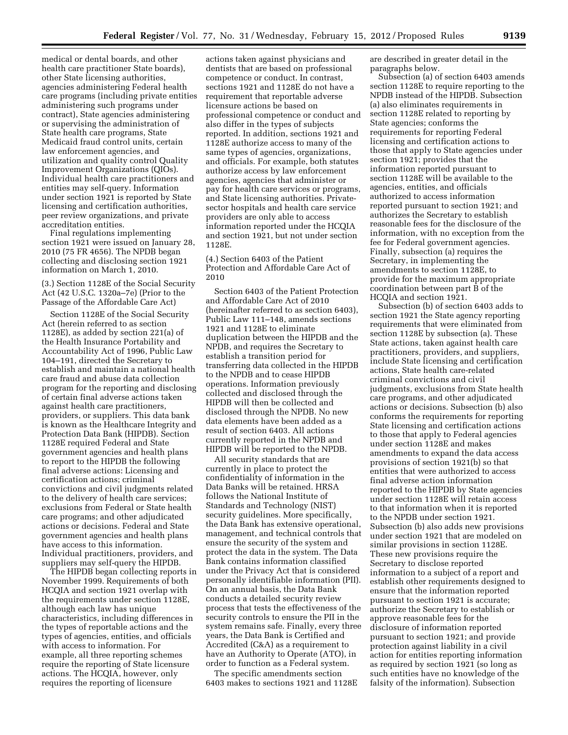medical or dental boards, and other health care practitioner State boards), other State licensing authorities, agencies administering Federal health care programs (including private entities administering such programs under contract), State agencies administering or supervising the administration of State health care programs, State Medicaid fraud control units, certain law enforcement agencies, and utilization and quality control Quality Improvement Organizations (QIOs). Individual health care practitioners and entities may self-query. Information under section 1921 is reported by State licensing and certification authorities, peer review organizations, and private accreditation entities.

Final regulations implementing section 1921 were issued on January 28, 2010 (75 FR 4656). The NPDB began collecting and disclosing section 1921 information on March 1, 2010.

(3.) Section 1128E of the Social Security Act (42 U.S.C. 1320a–7e) (Prior to the Passage of the Affordable Care Act)

Section 1128E of the Social Security Act (herein referred to as section 1128E), as added by section 221(a) of the Health Insurance Portability and Accountability Act of 1996, Public Law 104–191, directed the Secretary to establish and maintain a national health care fraud and abuse data collection program for the reporting and disclosing of certain final adverse actions taken against health care practitioners, providers, or suppliers. This data bank is known as the Healthcare Integrity and Protection Data Bank (HIPDB). Section 1128E required Federal and State government agencies and health plans to report to the HIPDB the following final adverse actions: Licensing and certification actions; criminal convictions and civil judgments related to the delivery of health care services; exclusions from Federal or State health care programs; and other adjudicated actions or decisions. Federal and State government agencies and health plans have access to this information. Individual practitioners, providers, and suppliers may self-query the HIPDB.

The HIPDB began collecting reports in November 1999. Requirements of both HCQIA and section 1921 overlap with the requirements under section 1128E, although each law has unique characteristics, including differences in the types of reportable actions and the types of agencies, entities, and officials with access to information. For example, all three reporting schemes require the reporting of State licensure actions. The HCQIA, however, only requires the reporting of licensure actions taken against physicians and dentists that are based on professional competence or conduct. In contrast, sections 1921 and 1128E do not have a requirement that reportable adverse licensure actions be based on professional competence or conduct and also differ in the types of subjects reported. In addition, sections 1921 and 1128E authorize access to many of the same types of agencies, organizations, and officials. For example, both statutes authorize access by law enforcement agencies, agencies that administer or pay for health care services or programs, and State licensing authorities. Private-sector hospitals and health care service providers are only able to access information reported under the HCQIA and section 1921, but not under section 1128E.

(4.) Section 6403 of the Patient Protection and Affordable Care Act of 2010

Section 6403 of the Patient Protection and Affordable Care Act of 2010 (hereinafter referred to as section 6403), Public Law 111–148, amends sections 1921 and 1128E to eliminate duplication between the HIPDB and the NPDB, and requires the Secretary to establish a transition period for transferring data collected in the HIPDB to the NPDB and to cease HIPDB operations. Information previously collected and disclosed through the HIPDB will then be collected and disclosed through the NPDB. No new data elements have been added as a result of section 6403. All actions currently reported in the NPDB and HIPDB will be reported to the NPDB.

All security standards that are currently in place to protect the confidentiality of information in the Data Banks will be retained. HRSA follows the National Institute of Standards and Technology (NIST) security guidelines. More specifically, the Data Bank has extensive operational, management, and technical controls that ensure the security of the system and protect the data in the system. The Data Bank contains information classified under the Privacy Act that is considered personally identifiable information (PII). On an annual basis, the Data Bank conducts a detailed security review process that tests the effectiveness of the security controls to ensure the PII in the system remains safe. Finally, every three years, the Data Bank is Certified and Accredited (C&A) as a requirement to have an Authority to Operate (ATO), in order to function as a Federal system.

The specific amendments section 6403 makes to sections 1921 and 1128E are described in greater detail in the paragraphs below.

Subsection (a) of section 6403 amends section 1128E to require reporting to the NPDB instead of the HIPDB. Subsection (a) also eliminates requirements in section 1128E related to reporting by State agencies; conforms the requirements for reporting Federal licensing and certification actions to those that apply to State agencies under section 1921; provides that the information reported pursuant to section 1128E will be available to the agencies, entities, and officials authorized to access information reported pursuant to section 1921; and authorizes the Secretary to establish reasonable fees for the disclosure of the information, with no exception from the fee for Federal government agencies. Finally, subsection (a) requires the Secretary, in implementing the amendments to section 1128E, to provide for the maximum appropriate coordination between part B of the HCQIA and section 1921.

Subsection (b) of section 6403 adds to section 1921 the State agency reporting requirements that were eliminated from section 1128E by subsection (a). These State actions, taken against health care practitioners, providers, and suppliers, include State licensing and certification actions, State health care-related criminal convictions and civil judgments, exclusions from State health care programs, and other adjudicated actions or decisions. Subsection (b) also conforms the requirements for reporting State licensing and certification actions to those that apply to Federal agencies under section 1128E and makes amendments to expand the data access provisions of section 1921(b) so that entities that were authorized to access final adverse action information reported to the HIPDB by State agencies under section 1128E will retain access to that information when it is reported to the NPDB under section 1921. Subsection (b) also adds new provisions under section 1921 that are modeled on similar provisions in section 1128E. These new provisions require the Secretary to disclose reported information to a subject of a report and establish other requirements designed to ensure that the information reported pursuant to section 1921 is accurate; authorize the Secretary to establish or approve reasonable fees for the disclosure of information reported pursuant to section 1921; and provide protection against liability in a civil action for entities reporting information as required by section 1921 (so long as such entities have no knowledge of the falsity of the information). Subsection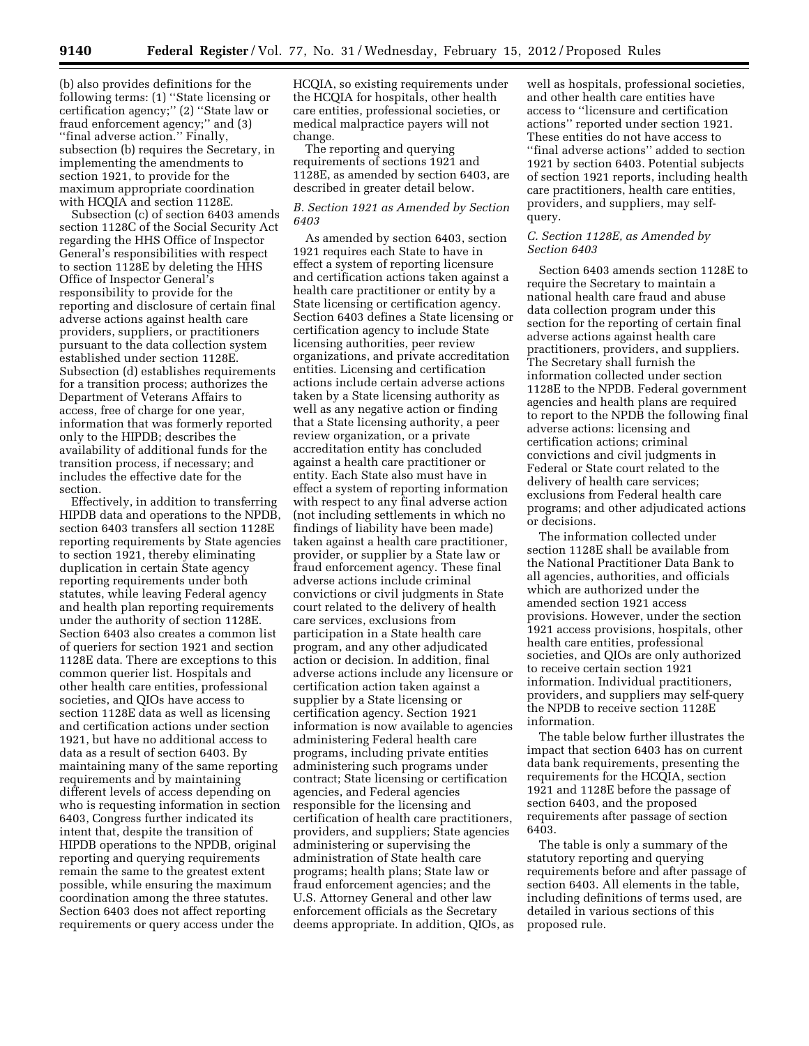(b) also provides definitions for the following terms: (1) ''State licensing or certification agency;'' (2) ''State law or fraud enforcement agency;'' and (3) ''final adverse action.'' Finally, subsection (b) requires the Secretary, in implementing the amendments to section 1921, to provide for the maximum appropriate coordination with HCQIA and section 1128E.

Subsection (c) of section 6403 amends section 1128C of the Social Security Act regarding the HHS Office of Inspector General's responsibilities with respect to section 1128E by deleting the HHS Office of Inspector General's responsibility to provide for the reporting and disclosure of certain final adverse actions against health care providers, suppliers, or practitioners pursuant to the data collection system established under section 1128E. Subsection (d) establishes requirements for a transition process; authorizes the Department of Veterans Affairs to access, free of charge for one year, information that was formerly reported only to the HIPDB; describes the availability of additional funds for the transition process, if necessary; and includes the effective date for the section.

Effectively, in addition to transferring HIPDB data and operations to the NPDB, section 6403 transfers all section 1128E reporting requirements by State agencies to section 1921, thereby eliminating duplication in certain State agency reporting requirements under both statutes, while leaving Federal agency and health plan reporting requirements under the authority of section 1128E. Section 6403 also creates a common list of queriers for section 1921 and section 1128E data. There are exceptions to this common querier list. Hospitals and other health care entities, professional societies, and QIOs have access to section 1128E data as well as licensing and certification actions under section 1921, but have no additional access to data as a result of section 6403. By maintaining many of the same reporting requirements and by maintaining different levels of access depending on who is requesting information in section 6403, Congress further indicated its intent that, despite the transition of HIPDB operations to the NPDB, original reporting and querying requirements remain the same to the greatest extent possible, while ensuring the maximum coordination among the three statutes. Section 6403 does not affect reporting requirements or query access under the HCQIA, so existing requirements under the HCQIA for hospitals, other health care entities, professional societies, or medical malpractice payers will not change.

The reporting and querying requirements of sections 1921 and 1128E, as amended by section 6403, are described in greater detail below.

### *B. Section 1921 as Amended by Section 6403*

As amended by section 6403, section 1921 requires each State to have in effect a system of reporting licensure and certification actions taken against a health care practitioner or entity by a State licensing or certification agency. Section 6403 defines a State licensing or certification agency to include State licensing authorities, peer review organizations, and private accreditation entities. Licensing and certification actions include certain adverse actions taken by a State licensing authority as well as any negative action or finding that a State licensing authority, a peer review organization, or a private accreditation entity has concluded against a health care practitioner or entity. Each State also must have in effect a system of reporting information with respect to any final adverse action (not including settlements in which no findings of liability have been made) taken against a health care practitioner, provider, or supplier by a State law or fraud enforcement agency. These final adverse actions include criminal convictions or civil judgments in State court related to the delivery of health care services, exclusions from participation in a State health care program, and any other adjudicated action or decision. In addition, final adverse actions include any licensure or certification action taken against a supplier by a State licensing or certification agency. Section 1921 information is now available to agencies administering Federal health care programs, including private entities administering such programs under contract; State licensing or certification agencies, and Federal agencies responsible for the licensing and certification of health care practitioners, providers, and suppliers; State agencies administering or supervising the administration of State health care programs; health plans; State law or fraud enforcement agencies; and the U.S. Attorney General and other law enforcement officials as the Secretary deems appropriate. In addition, QIOs, as well as hospitals, professional societies, and other health care entities have access to ''licensure and certification actions'' reported under section 1921. These entities do not have access to ''final adverse actions'' added to section 1921 by section 6403. Potential subjects of section 1921 reports, including health care practitioners, health care entities, providers, and suppliers, may self-query.

### *C. Section 1128E, as Amended by Section 6403*

Section 6403 amends section 1128E to require the Secretary to maintain a national health care fraud and abuse data collection program under this section for the reporting of certain final adverse actions against health care practitioners, providers, and suppliers. The Secretary shall furnish the information collected under section 1128E to the NPDB. Federal government agencies and health plans are required to report to the NPDB the following final adverse actions: licensing and certification actions; criminal convictions and civil judgments in Federal or State court related to the delivery of health care services; exclusions from Federal health care programs; and other adjudicated actions or decisions.

The information collected under section 1128E shall be available from the National Practitioner Data Bank to all agencies, authorities, and officials which are authorized under the amended section 1921 access provisions. However, under the section 1921 access provisions, hospitals, other health care entities, professional societies, and QIOs are only authorized to receive certain section 1921 information. Individual practitioners, providers, and suppliers may self-query the NPDB to receive section 1128E information.

The table below further illustrates the impact that section 6403 has on current data bank requirements, presenting the requirements for the HCQIA, section 1921 and 1128E before the passage of section 6403, and the proposed requirements after passage of section 6403.

The table is only a summary of the statutory reporting and querying requirements before and after passage of section 6403. All elements in the table, including definitions of terms used, are detailed in various sections of this proposed rule.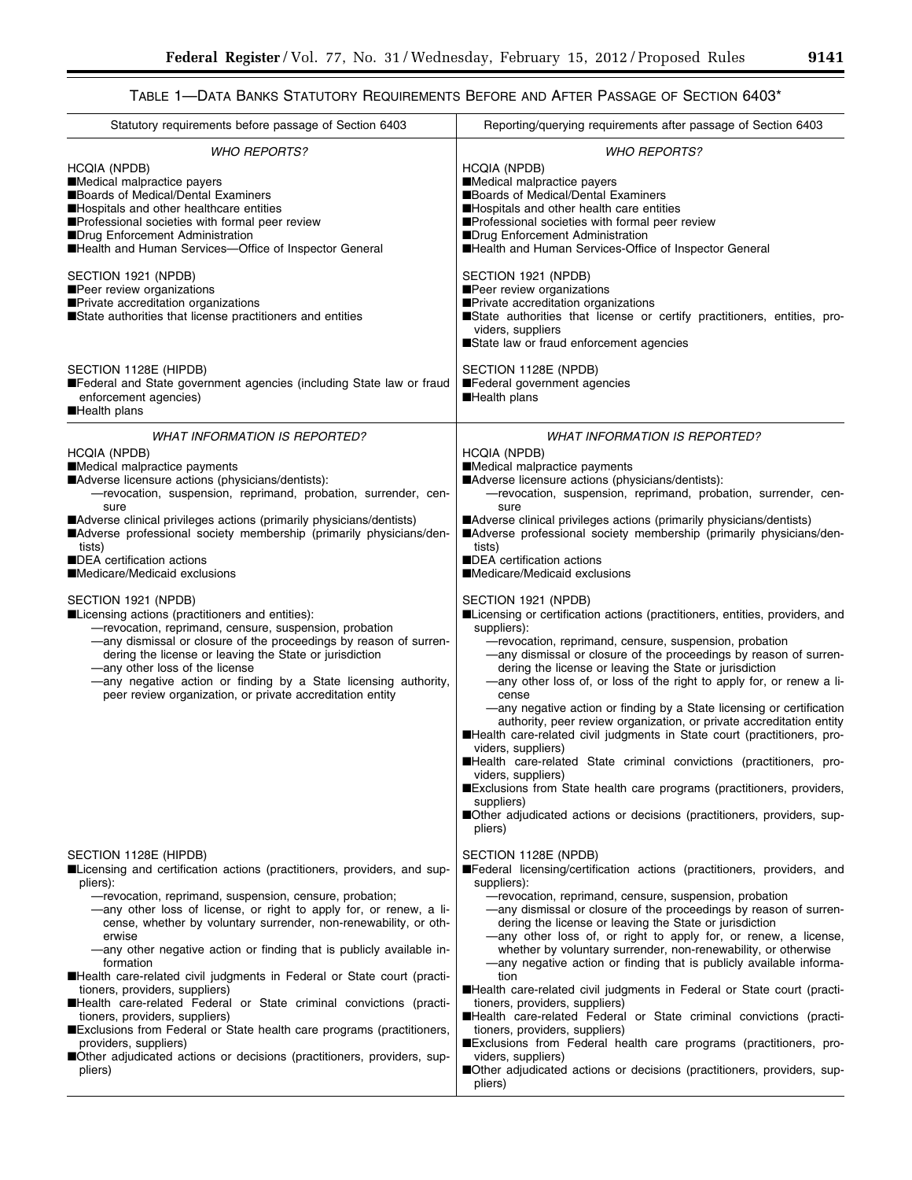TABLE 1—DATA BANKS STATUTORY REQUIREMENTS BEFORE AND AFTER PASSAGE OF SECTION 6403*

| Statutory requirements before passage of Section 6403 | Reporting/querying requirements after passage of Section 6403 |
| --- | --- |
| *WHO REPORTS?* | *WHO REPORTS?* |
| HCQIA (NPDB)<br>■Medical malpractice payers<br>■Boards of Medical/Dental Examiners<br>■Hospitals and other healthcare entities<br>■Professional societies with formal peer review<br>■Drug Enforcement Administration<br>■Health and Human Services—Office of Inspector General | HCQIA (NPDB)<br>■Medical malpractice payers<br>■Boards of Medical/Dental Examiners<br>■Hospitals and other health care entities<br>■Professional societies with formal peer review<br>■Drug Enforcement Administration<br>■Health and Human Services-Office of Inspector General |
| SECTION 1921 (NPDB)<br>■Peer review organizations<br>■Private accreditation organizations<br>■State authorities that license practitioners and entities | SECTION 1921 (NPDB)<br>■Peer review organizations<br>■Private accreditation organizations<br>■State authorities that license or certify practitioners, entities, providers, suppliers<br>■State law or fraud enforcement agencies |
| SECTION 1128E (HIPDB)<br>■Federal and State government agencies (including State law or fraud enforcement agencies)<br>■Health plans | SECTION 1128E (NPDB)<br>■Federal government agencies<br>■Health plans |
| *WHAT INFORMATION IS REPORTED?* | *WHAT INFORMATION IS REPORTED?* |
| HCQIA (NPDB)<br>■Medical malpractice payments<br>■Adverse licensure actions (physicians/dentists):<br>—revocation, suspension, reprimand, probation, surrender, censure<br>■Adverse clinical privileges actions (primarily physicians/dentists)<br>■Adverse professional society membership (primarily physicians/dentists)<br>■DEA certification actions<br>■Medicare/Medicaid exclusions | HCQIA (NPDB)<br>■Medical malpractice payments<br>■Adverse licensure actions (physicians/dentists):<br>—revocation, suspension, reprimand, probation, surrender, censure<br>■Adverse clinical privileges actions (primarily physicians/dentists)<br>■Adverse professional society membership (primarily physicians/dentists)<br>■DEA certification actions<br>■Medicare/Medicaid exclusions |
| SECTION 1921 (NPDB)<br>■Licensing actions (practitioners and entities):<br>—revocation, reprimand, censure, suspension, probation<br>—any dismissal or closure of the proceedings by reason of surrendering the license or leaving the State or jurisdiction<br>—any other loss of the license<br>—any negative action or finding by a State licensing authority, peer review organization, or private accreditation entity | SECTION 1921 (NPDB)<br>■Licensing or certification actions (practitioners, entities, providers, and suppliers):<br>—revocation, reprimand, censure, suspension, probation<br>—any dismissal or closure of the proceedings by reason of surrendering the license or leaving the State or jurisdiction<br>—any other loss of, or loss of the right to apply for, or renew a license<br>—any negative action or finding by a State licensing or certification authority, peer review organization, or private accreditation entity<br>■Health care-related civil judgments in State court (practitioners, providers, suppliers)<br>■Health care-related State criminal convictions (practitioners, providers, suppliers)<br>■Exclusions from State health care programs (practitioners, providers, suppliers)<br>■Other adjudicated actions or decisions (practitioners, providers, suppliers) |
| SECTION 1128E (HIPDB)<br>■Licensing and certification actions (practitioners, providers, and suppliers):<br>—revocation, reprimand, suspension, censure, probation;<br>—any other loss of license, or right to apply for, or renew, a license, whether by voluntary surrender, non-renewability, or otherwise<br>—any other negative action or finding that is publicly available information<br>■Health care-related civil judgments in Federal or State court (practitioners, providers, suppliers)<br>■Health care-related Federal or State criminal convictions (practitioners, providers, suppliers)<br>■Exclusions from Federal or State health care programs (practitioners, providers, suppliers)<br>■Other adjudicated actions or decisions (practitioners, providers, suppliers) | SECTION 1128E (NPDB)<br>■Federal licensing/certification actions (practitioners, providers, and suppliers):<br>—revocation, reprimand, censure, suspension, probation<br>—any dismissal or closure of the proceedings by reason of surrendering the license or leaving the State or jurisdiction<br>—any other loss of, or right to apply for, or renew, a license, whether by voluntary surrender, non-renewability, or otherwise<br>—any negative action or finding that is publicly available information<br>■Health care-related civil judgments in Federal or State court (practitioners, providers, suppliers)<br>■Health care-related Federal or State criminal convictions (practitioners, providers, suppliers)<br>■Exclusions from Federal health care programs (practitioners, providers, suppliers)<br>■Other adjudicated actions or decisions (practitioners, providers, suppliers) |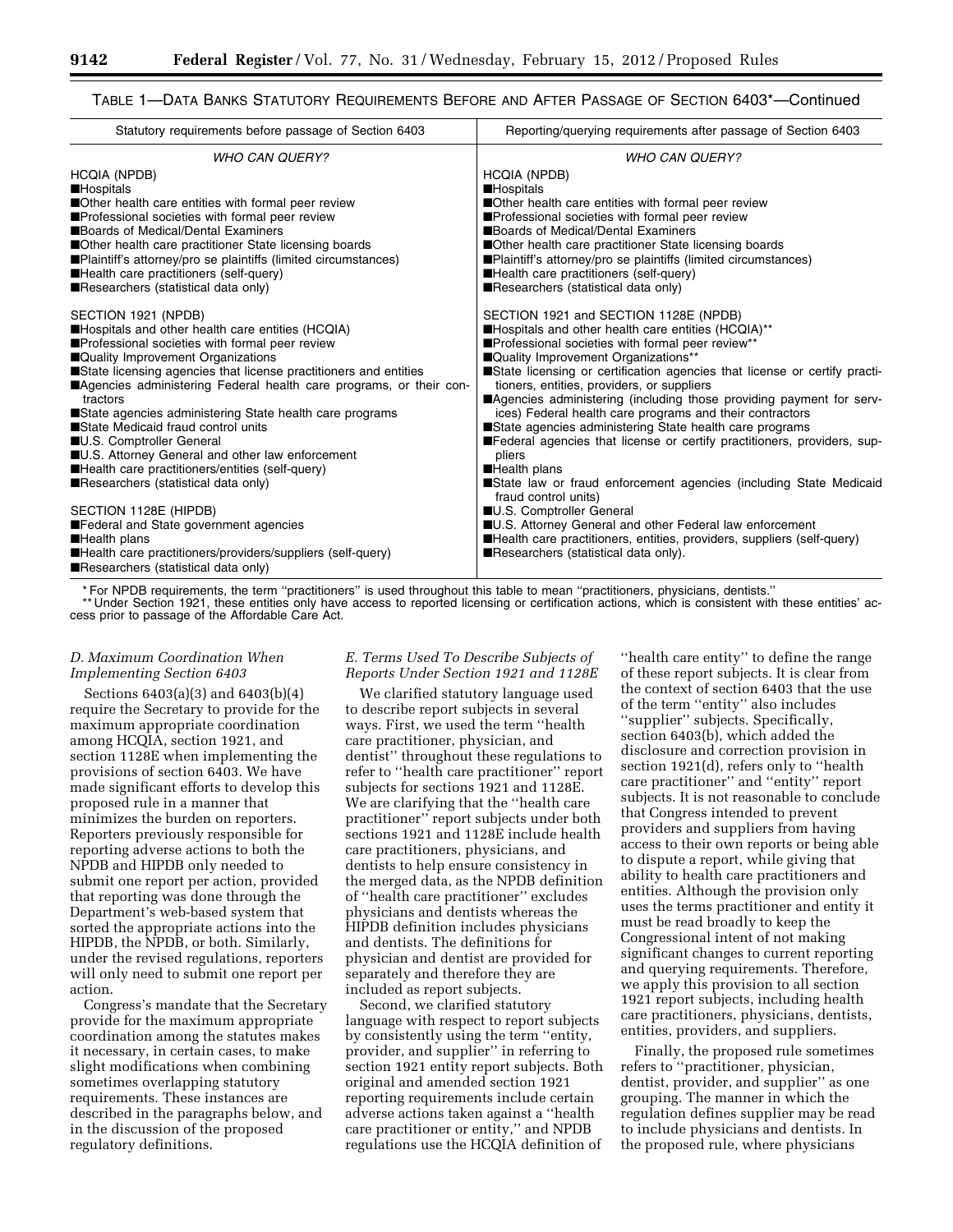TABLE 1—DATA BANKS STATUTORY REQUIREMENTS BEFORE AND AFTER PASSAGE OF SECTION 6403*—Continued

| Statutory requirements before passage of Section 6403 | Reporting/querying requirements after passage of Section 6403 |
| --- | --- |
| *WHO CAN QUERY?* | *WHO CAN QUERY?* |
| HCQIA (NPDB)<br>■Hospitals<br>■Other health care entities with formal peer review<br>■Professional societies with formal peer review<br>■Boards of Medical/Dental Examiners<br>■Other health care practitioner State licensing boards<br>■Plaintiff's attorney/pro se plaintiffs (limited circumstances)<br>■Health care practitioners (self-query)<br>■Researchers (statistical data only) | HCQIA (NPDB)<br>■Hospitals<br>■Other health care entities with formal peer review<br>■Professional societies with formal peer review<br>■Boards of Medical/Dental Examiners<br>■Other health care practitioner State licensing boards<br>■Plaintiff's attorney/pro se plaintiffs (limited circumstances)<br>■Health care practitioners (self-query)<br>■Researchers (statistical data only) |
| SECTION 1921 (NPDB)<br>■Hospitals and other health care entities (HCQIA)<br>■Professional societies with formal peer review<br>■Quality Improvement Organizations<br>■State licensing agencies that license practitioners and entities<br>■Agencies administering Federal health care programs, or their contractors<br>■State agencies administering State health care programs<br>■State Medicaid fraud control units<br>■U.S. Comptroller General<br>■U.S. Attorney General and other law enforcement<br>■Health care practitioners/entities (self-query)<br>■Researchers (statistical data only)<br><br>SECTION 1128E (HIPDB)<br>■Federal and State government agencies<br>■Health plans<br>■Health care practitioners/providers/suppliers (self-query)<br>■Researchers (statistical data only) | SECTION 1921 and SECTION 1128E (NPDB)<br>■Hospitals and other health care entities (HCQIA)**<br>■Professional societies with formal peer review**<br>■Quality Improvement Organizations**<br>■State licensing or certification agencies that license or certify practitioners, entities, providers, or suppliers<br>■Agencies administering (including those providing payment for services) Federal health care programs and their contractors<br>■State agencies administering State health care programs<br>■Federal agencies that license or certify practitioners, providers, suppliers<br>■Health plans<br>■State law or fraud enforcement agencies (including State Medicaid fraud control units)<br>■U.S. Comptroller General<br>■U.S. Attorney General and other Federal law enforcement<br>■Health care practitioners, entities, providers, suppliers (self-query)<br>■Researchers (statistical data only). |

\* For NPDB requirements, the term "practitioners" is used throughout this table to mean "practitioners, physicians, dentists."

\*\* Under Section 1921, these entities only have access to reported licensing or certification actions, which is consistent with these entities' access prior to passage of the Affordable Care Act.

### *D. Maximum Coordination When Implementing Section 6403*

Sections 6403(a)(3) and 6403(b)(4) require the Secretary to provide for the maximum appropriate coordination among HCQIA, section 1921, and section 1128E when implementing the provisions of section 6403. We have made significant efforts to develop this proposed rule in a manner that minimizes the burden on reporters. Reporters previously responsible for reporting adverse actions to both the NPDB and HIPDB only needed to submit one report per action, provided that reporting was done through the Department's web-based system that sorted the appropriate actions into the HIPDB, the NPDB, or both. Similarly, under the revised regulations, reporters will only need to submit one report per action.

Congress's mandate that the Secretary provide for the maximum appropriate coordination among the statutes makes it necessary, in certain cases, to make slight modifications when combining sometimes overlapping statutory requirements. These instances are described in the paragraphs below, and in the discussion of the proposed regulatory definitions.

### *E. Terms Used To Describe Subjects of Reports Under Section 1921 and 1128E*

We clarified statutory language used to describe report subjects in several ways. First, we used the term "health care practitioner, physician, and dentist" throughout these regulations to refer to "health care practitioner" report subjects for sections 1921 and 1128E. We are clarifying that the "health care practitioner" report subjects under both sections 1921 and 1128E include health care practitioners, physicians, and dentists to help ensure consistency in the merged data, as the NPDB definition of "health care practitioner" excludes physicians and dentists whereas the HIPDB definition includes physicians and dentists. The definitions for physician and dentist are provided for separately and therefore they are included as report subjects.

Second, we clarified statutory language with respect to report subjects by consistently using the term "entity, provider, and supplier" in referring to section 1921 entity report subjects. Both original and amended section 1921 reporting requirements include certain adverse actions taken against a "health care practitioner or entity," and NPDB regulations use the HCQIA definition of "health care entity" to define the range of these report subjects. It is clear from the context of section 6403 that the use of the term "entity" also includes "supplier" subjects. Specifically, section 6403(b), which added the disclosure and correction provision in section 1921(d), refers only to "health care practitioner" and "entity" report subjects. It is not reasonable to conclude that Congress intended to prevent providers and suppliers from having access to their own reports or being able to dispute a report, while giving that ability to health care practitioners and entities. Although the provision only uses the terms practitioner and entity it must be read broadly to keep the Congressional intent of not making significant changes to current reporting and querying requirements. Therefore, we apply this provision to all section 1921 report subjects, including health care practitioners, physicians, dentists, entities, providers, and suppliers.

Finally, the proposed rule sometimes refers to "practitioner, physician, dentist, provider, and supplier" as one grouping. The manner in which the regulation defines supplier may be read to include physicians and dentists. In the proposed rule, where physicians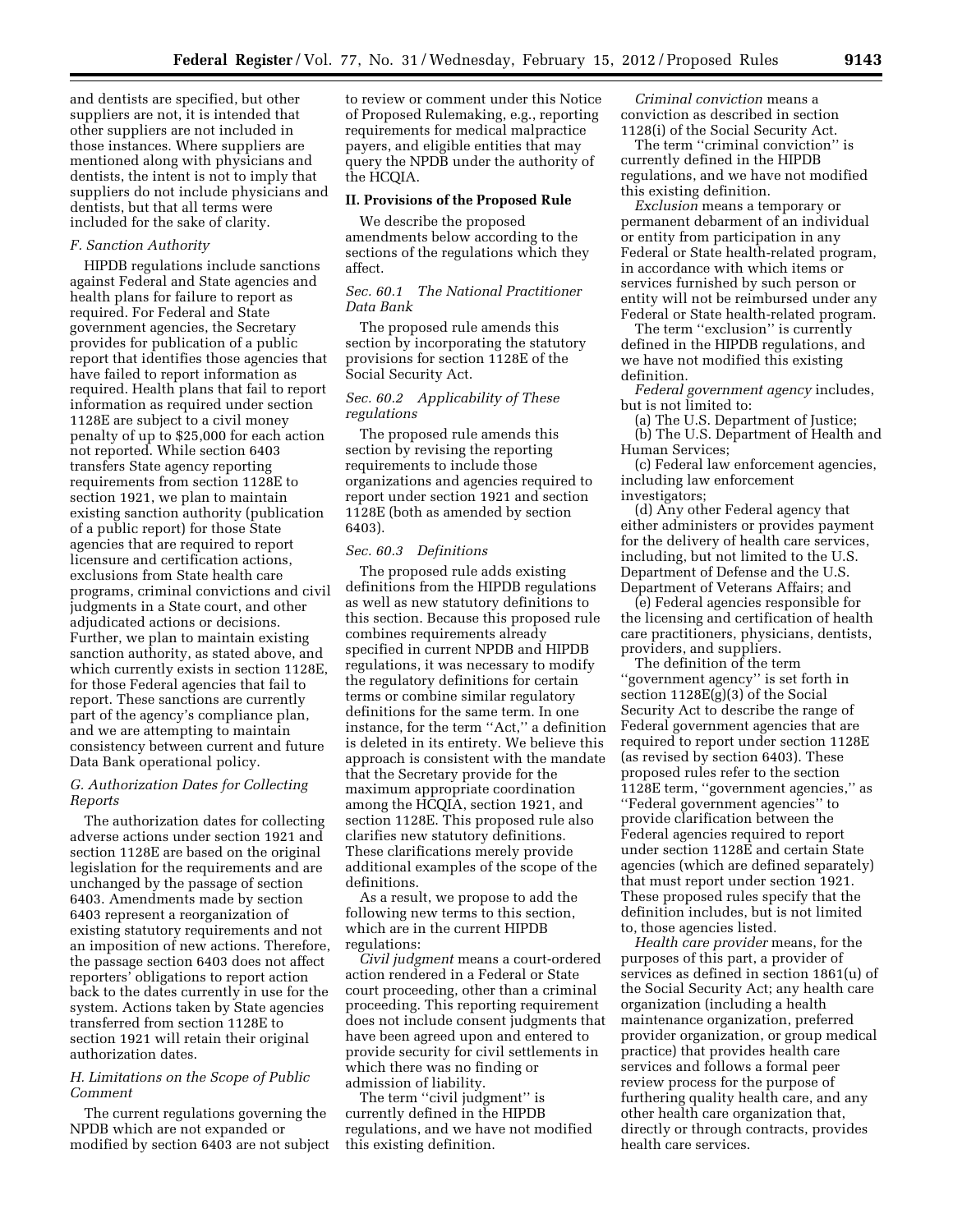and dentists are specified, but other suppliers are not, it is intended that other suppliers are not included in those instances. Where suppliers are mentioned along with physicians and dentists, the intent is not to imply that suppliers do not include physicians and dentists, but that all terms were included for the sake of clarity.

### *F. Sanction Authority*

HIPDB regulations include sanctions against Federal and State agencies and health plans for failure to report as required. For Federal and State government agencies, the Secretary provides for publication of a public report that identifies those agencies that have failed to report information as required. Health plans that fail to report information as required under section 1128E are subject to a civil money penalty of up to $25,000 for each action not reported. While section 6403 transfers State agency reporting requirements from section 1128E to section 1921, we plan to maintain existing sanction authority (publication of a public report) for those State agencies that are required to report licensure and certification actions, exclusions from State health care programs, criminal convictions and civil judgments in a State court, and other adjudicated actions or decisions. Further, we plan to maintain existing sanction authority, as stated above, and which currently exists in section 1128E, for those Federal agencies that fail to report. These sanctions are currently part of the agency's compliance plan, and we are attempting to maintain consistency between current and future Data Bank operational policy.

### *G. Authorization Dates for Collecting Reports*

The authorization dates for collecting adverse actions under section 1921 and section 1128E are based on the original legislation for the requirements and are unchanged by the passage of section 6403. Amendments made by section 6403 represent a reorganization of existing statutory requirements and not an imposition of new actions. Therefore, the passage section 6403 does not affect reporters' obligations to report action back to the dates currently in use for the system. Actions taken by State agencies transferred from section 1128E to section 1921 will retain their original authorization dates.

### *H. Limitations on the Scope of Public Comment*

The current regulations governing the NPDB which are not expanded or modified by section 6403 are not subject to review or comment under this Notice of Proposed Rulemaking, e.g., reporting requirements for medical malpractice payers, and eligible entities that may query the NPDB under the authority of the HCQIA.

## II. Provisions of the Proposed Rule

We describe the proposed amendments below according to the sections of the regulations which they affect.

### *Sec. 60.1 The National Practitioner Data Bank*

The proposed rule amends this section by incorporating the statutory provisions for section 1128E of the Social Security Act.

### *Sec. 60.2 Applicability of These regulations*

The proposed rule amends this section by revising the reporting requirements to include those organizations and agencies required to report under section 1921 and section 1128E (both as amended by section 6403).

### *Sec. 60.3 Definitions*

The proposed rule adds existing definitions from the HIPDB regulations as well as new statutory definitions to this section. Because this proposed rule combines requirements already specified in current NPDB and HIPDB regulations, it was necessary to modify the regulatory definitions for certain terms or combine similar regulatory definitions for the same term. In one instance, for the term ''Act,'' a definition is deleted in its entirety. We believe this approach is consistent with the mandate that the Secretary provide for the maximum appropriate coordination among the HCQIA, section 1921, and section 1128E. This proposed rule also clarifies new statutory definitions. These clarifications merely provide additional examples of the scope of the definitions.

As a result, we propose to add the following new terms to this section, which are in the current HIPDB regulations:

*Civil judgment* means a court-ordered action rendered in a Federal or State court proceeding, other than a criminal proceeding. This reporting requirement does not include consent judgments that have been agreed upon and entered to provide security for civil settlements in which there was no finding or admission of liability.

The term ''civil judgment'' is currently defined in the HIPDB regulations, and we have not modified this existing definition.

*Criminal conviction* means a conviction as described in section 1128(i) of the Social Security Act.

The term ''criminal conviction'' is currently defined in the HIPDB regulations, and we have not modified this existing definition.

*Exclusion* means a temporary or permanent debarment of an individual or entity from participation in any Federal or State health-related program, in accordance with which items or services furnished by such person or entity will not be reimbursed under any Federal or State health-related program.

The term ''exclusion'' is currently defined in the HIPDB regulations, and we have not modified this existing definition.

*Federal government agency* includes, but is not limited to:

(a) The U.S. Department of Justice;

(b) The U.S. Department of Health and Human Services;

(c) Federal law enforcement agencies, including law enforcement investigators;

(d) Any other Federal agency that either administers or provides payment for the delivery of health care services, including, but not limited to the U.S. Department of Defense and the U.S. Department of Veterans Affairs; and

(e) Federal agencies responsible for the licensing and certification of health care practitioners, physicians, dentists, providers, and suppliers.

The definition of the term ''government agency'' is set forth in section 1128E(g)(3) of the Social Security Act to describe the range of Federal government agencies that are required to report under section 1128E (as revised by section 6403). These proposed rules refer to the section 1128E term, ''government agencies,'' as ''Federal government agencies'' to provide clarification between the Federal agencies required to report under section 1128E and certain State agencies (which are defined separately) that must report under section 1921. These proposed rules specify that the definition includes, but is not limited to, those agencies listed.

*Health care provider* means, for the purposes of this part, a provider of services as defined in section 1861(u) of the Social Security Act; any health care organization (including a health maintenance organization, preferred provider organization, or group medical practice) that provides health care services and follows a formal peer review process for the purpose of furthering quality health care, and any other health care organization that, directly or through contracts, provides health care services.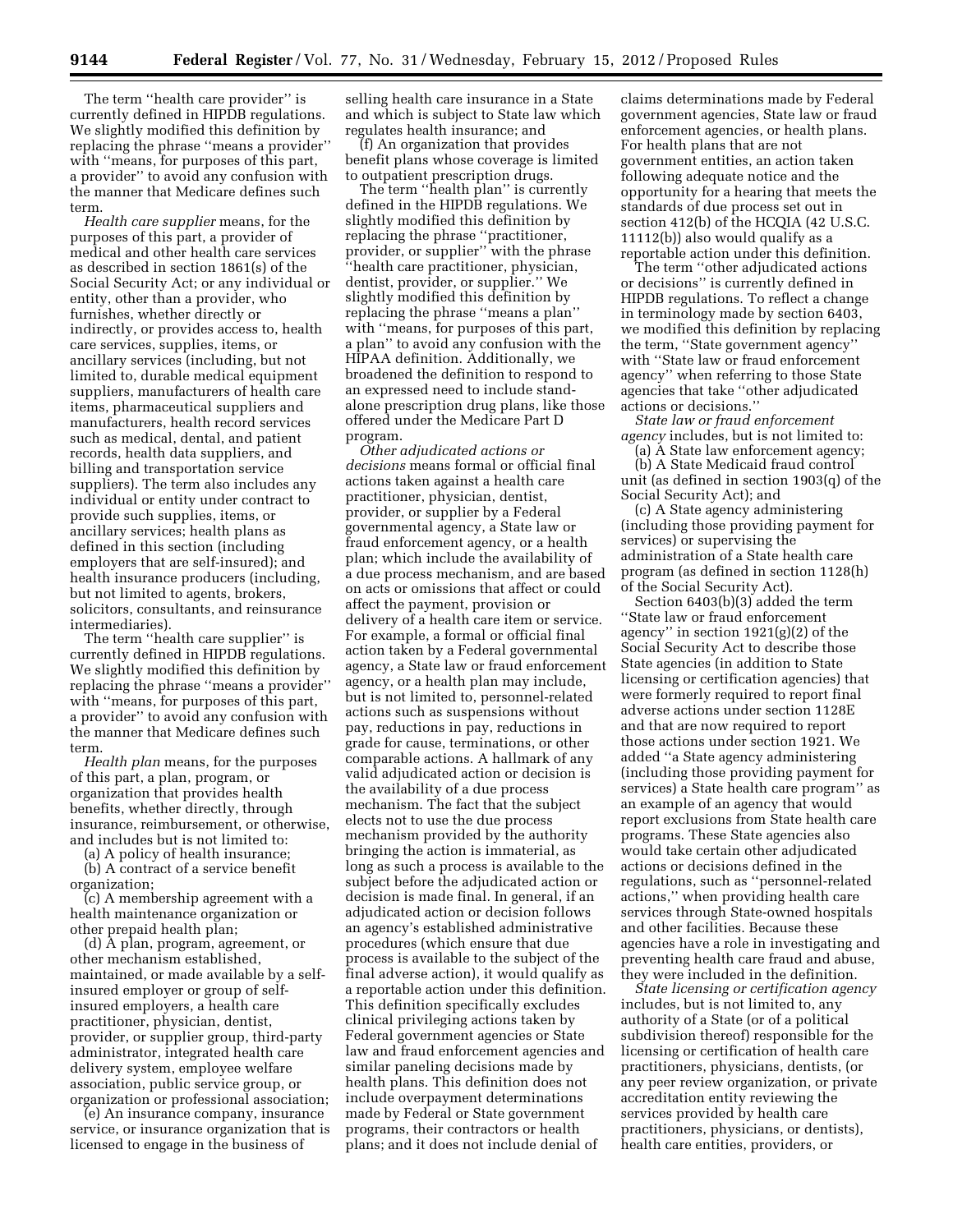The term ''health care provider'' is currently defined in HIPDB regulations. We slightly modified this definition by replacing the phrase ''means a provider'' with ''means, for purposes of this part, a provider'' to avoid any confusion with the manner that Medicare defines such term.

*Health care supplier* means, for the purposes of this part, a provider of medical and other health care services as described in section 1861(s) of the Social Security Act; or any individual or entity, other than a provider, who furnishes, whether directly or indirectly, or provides access to, health care services, supplies, items, or ancillary services (including, but not limited to, durable medical equipment suppliers, manufacturers of health care items, pharmaceutical suppliers and manufacturers, health record services such as medical, dental, and patient records, health data suppliers, and billing and transportation service suppliers). The term also includes any individual or entity under contract to provide such supplies, items, or ancillary services; health plans as defined in this section (including employers that are self-insured); and health insurance producers (including, but not limited to agents, brokers, solicitors, consultants, and reinsurance intermediaries).

The term ''health care supplier'' is currently defined in HIPDB regulations. We slightly modified this definition by replacing the phrase ''means a provider'' with ''means, for purposes of this part, a provider'' to avoid any confusion with the manner that Medicare defines such term.

*Health plan* means, for the purposes of this part, a plan, program, or organization that provides health benefits, whether directly, through insurance, reimbursement, or otherwise, and includes but is not limited to:

(a) A policy of health insurance;

(b) A contract of a service benefit organization;

(c) A membership agreement with a health maintenance organization or other prepaid health plan;

(d) A plan, program, agreement, or other mechanism established, maintained, or made available by a self-insured employer or group of self-insured employers, a health care practitioner, physician, dentist, provider, or supplier group, third-party administrator, integrated health care delivery system, employee welfare association, public service group, or organization or professional association;

(e) An insurance company, insurance service, or insurance organization that is licensed to engage in the business of selling health care insurance in a State and which is subject to State law which regulates health insurance; and

(f) An organization that provides benefit plans whose coverage is limited to outpatient prescription drugs.

The term ''health plan'' is currently defined in the HIPDB regulations. We slightly modified this definition by replacing the phrase ''practitioner, provider, or supplier'' with the phrase ''health care practitioner, physician, dentist, provider, or supplier.'' We slightly modified this definition by replacing the phrase ''means a plan'' with ''means, for purposes of this part, a plan'' to avoid any confusion with the HIPAA definition. Additionally, we broadened the definition to respond to an expressed need to include stand-alone prescription drug plans, like those offered under the Medicare Part D program.

*Other adjudicated actions or decisions* means formal or official final actions taken against a health care practitioner, physician, dentist, provider, or supplier by a Federal governmental agency, a State law or fraud enforcement agency, or a health plan; which include the availability of a due process mechanism, and are based on acts or omissions that affect or could affect the payment, provision or delivery of a health care item or service. For example, a formal or official final action taken by a Federal governmental agency, a State law or fraud enforcement agency, or a health plan may include, but is not limited to, personnel-related actions such as suspensions without pay, reductions in pay, reductions in grade for cause, terminations, or other comparable actions. A hallmark of any valid adjudicated action or decision is the availability of a due process mechanism. The fact that the subject elects not to use the due process mechanism provided by the authority bringing the action is immaterial, as long as such a process is available to the subject before the adjudicated action or decision is made final. In general, if an adjudicated action or decision follows an agency's established administrative procedures (which ensure that due process is available to the subject of the final adverse action), it would qualify as a reportable action under this definition. This definition specifically excludes clinical privileging actions taken by Federal government agencies or State law and fraud enforcement agencies and similar paneling decisions made by health plans. This definition does not include overpayment determinations made by Federal or State government programs, their contractors or health plans; and it does not include denial of claims determinations made by Federal government agencies, State law or fraud enforcement agencies, or health plans. For health plans that are not government entities, an action taken following adequate notice and the opportunity for a hearing that meets the standards of due process set out in section 412(b) of the HCQIA (42 U.S.C. 11112(b)) also would qualify as a reportable action under this definition.

The term ''other adjudicated actions or decisions'' is currently defined in HIPDB regulations. To reflect a change in terminology made by section 6403, we modified this definition by replacing the term, ''State government agency'' with ''State law or fraud enforcement agency'' when referring to those State agencies that take ''other adjudicated actions or decisions.''

*State law or fraud enforcement agency* includes, but is not limited to:

(a) A State law enforcement agency;

(b) A State Medicaid fraud control unit (as defined in section 1903(q) of the Social Security Act); and

(c) A State agency administering (including those providing payment for services) or supervising the administration of a State health care program (as defined in section 1128(h) of the Social Security Act).

Section 6403(b)(3) added the term ''State law or fraud enforcement agency'' in section 1921(g)(2) of the Social Security Act to describe those State agencies (in addition to State licensing or certification agencies) that were formerly required to report final adverse actions under section 1128E and that are now required to report those actions under section 1921. We added ''a State agency administering (including those providing payment for services) a State health care program'' as an example of an agency that would report exclusions from State health care programs. These State agencies also would take certain other adjudicated actions or decisions defined in the regulations, such as ''personnel-related actions,'' when providing health care services through State-owned hospitals and other facilities. Because these agencies have a role in investigating and preventing health care fraud and abuse, they were included in the definition.

*State licensing or certification agency* includes, but is not limited to, any authority of a State (or of a political subdivision thereof) responsible for the licensing or certification of health care practitioners, physicians, dentists, (or any peer review organization, or private accreditation entity reviewing the services provided by health care practitioners, physicians, or dentists), health care entities, providers, or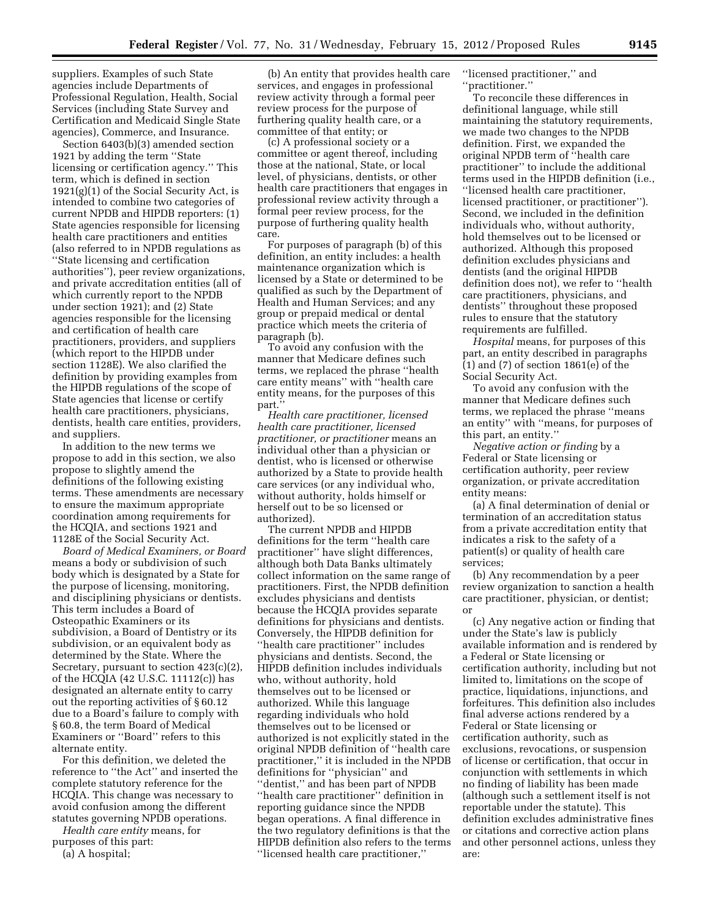suppliers. Examples of such State agencies include Departments of Professional Regulation, Health, Social Services (including State Survey and Certification and Medicaid Single State agencies), Commerce, and Insurance.

Section 6403(b)(3) amended section 1921 by adding the term ''State licensing or certification agency.'' This term, which is defined in section 1921(g)(1) of the Social Security Act, is intended to combine two categories of current NPDB and HIPDB reporters: (1) State agencies responsible for licensing health care practitioners and entities (also referred to in NPDB regulations as ''State licensing and certification authorities''), peer review organizations, and private accreditation entities (all of which currently report to the NPDB under section 1921); and (2) State agencies responsible for the licensing and certification of health care practitioners, providers, and suppliers (which report to the HIPDB under section 1128E). We also clarified the definition by providing examples from the HIPDB regulations of the scope of State agencies that license or certify health care practitioners, physicians, dentists, health care entities, providers, and suppliers.

In addition to the new terms we propose to add in this section, we also propose to slightly amend the definitions of the following existing terms. These amendments are necessary to ensure the maximum appropriate coordination among requirements for the HCQIA, and sections 1921 and 1128E of the Social Security Act.

*Board of Medical Examiners, or Board* means a body or subdivision of such body which is designated by a State for the purpose of licensing, monitoring, and disciplining physicians or dentists. This term includes a Board of Osteopathic Examiners or its subdivision, a Board of Dentistry or its subdivision, or an equivalent body as determined by the State. Where the Secretary, pursuant to section 423(c)(2), of the HCQIA (42 U.S.C. 11112(c)) has designated an alternate entity to carry out the reporting activities of § 60.12 due to a Board's failure to comply with § 60.8, the term Board of Medical Examiners or ''Board'' refers to this alternate entity.

For this definition, we deleted the reference to ''the Act'' and inserted the complete statutory reference for the HCQIA. This change was necessary to avoid confusion among the different statutes governing NPDB operations.

*Health care entity* means, for purposes of this part:

(a) A hospital;

(b) An entity that provides health care services, and engages in professional review activity through a formal peer review process for the purpose of furthering quality health care, or a committee of that entity; or

(c) A professional society or a committee or agent thereof, including those at the national, State, or local level, of physicians, dentists, or other health care practitioners that engages in professional review activity through a formal peer review process, for the purpose of furthering quality health care.

For purposes of paragraph (b) of this definition, an entity includes: a health maintenance organization which is licensed by a State or determined to be qualified as such by the Department of Health and Human Services; and any group or prepaid medical or dental practice which meets the criteria of paragraph (b).

To avoid any confusion with the manner that Medicare defines such terms, we replaced the phrase ''health care entity means'' with ''health care entity means, for the purposes of this part.''

*Health care practitioner, licensed health care practitioner, licensed practitioner, or practitioner* means an individual other than a physician or dentist, who is licensed or otherwise authorized by a State to provide health care services (or any individual who, without authority, holds himself or herself out to be so licensed or authorized).

The current NPDB and HIPDB definitions for the term ''health care practitioner'' have slight differences, although both Data Banks ultimately collect information on the same range of practitioners. First, the NPDB definition excludes physicians and dentists because the HCQIA provides separate definitions for physicians and dentists. Conversely, the HIPDB definition for ''health care practitioner'' includes physicians and dentists. Second, the HIPDB definition includes individuals who, without authority, hold themselves out to be licensed or authorized. While this language regarding individuals who hold themselves out to be licensed or authorized is not explicitly stated in the original NPDB definition of ''health care practitioner,'' it is included in the NPDB definitions for ''physician'' and ''dentist,'' and has been part of NPDB ''health care practitioner'' definition in reporting guidance since the NPDB began operations. A final difference in the two regulatory definitions is that the HIPDB definition also refers to the terms ''licensed health care practitioner,'' ''licensed practitioner,'' and ''practitioner.''

To reconcile these differences in definitional language, while still maintaining the statutory requirements, we made two changes to the NPDB definition. First, we expanded the original NPDB term of ''health care practitioner'' to include the additional terms used in the HIPDB definition (i.e., ''licensed health care practitioner, licensed practitioner, or practitioner''). Second, we included in the definition individuals who, without authority, hold themselves out to be licensed or authorized. Although this proposed definition excludes physicians and dentists (and the original HIPDB definition does not), we refer to ''health care practitioners, physicians, and dentists'' throughout these proposed rules to ensure that the statutory requirements are fulfilled.

*Hospital* means, for purposes of this part, an entity described in paragraphs (1) and (7) of section 1861(e) of the Social Security Act.

To avoid any confusion with the manner that Medicare defines such terms, we replaced the phrase ''means an entity'' with ''means, for purposes of this part, an entity.''

*Negative action or finding* by a Federal or State licensing or certification authority, peer review organization, or private accreditation entity means:

(a) A final determination of denial or termination of an accreditation status from a private accreditation entity that indicates a risk to the safety of a patient(s) or quality of health care services;

(b) Any recommendation by a peer review organization to sanction a health care practitioner, physician, or dentist; or

(c) Any negative action or finding that under the State's law is publicly available information and is rendered by a Federal or State licensing or certification authority, including but not limited to, limitations on the scope of practice, liquidations, injunctions, and forfeitures. This definition also includes final adverse actions rendered by a Federal or State licensing or certification authority, such as exclusions, revocations, or suspension of license or certification, that occur in conjunction with settlements in which no finding of liability has been made (although such a settlement itself is not reportable under the statute). This definition excludes administrative fines or citations and corrective action plans and other personnel actions, unless they are: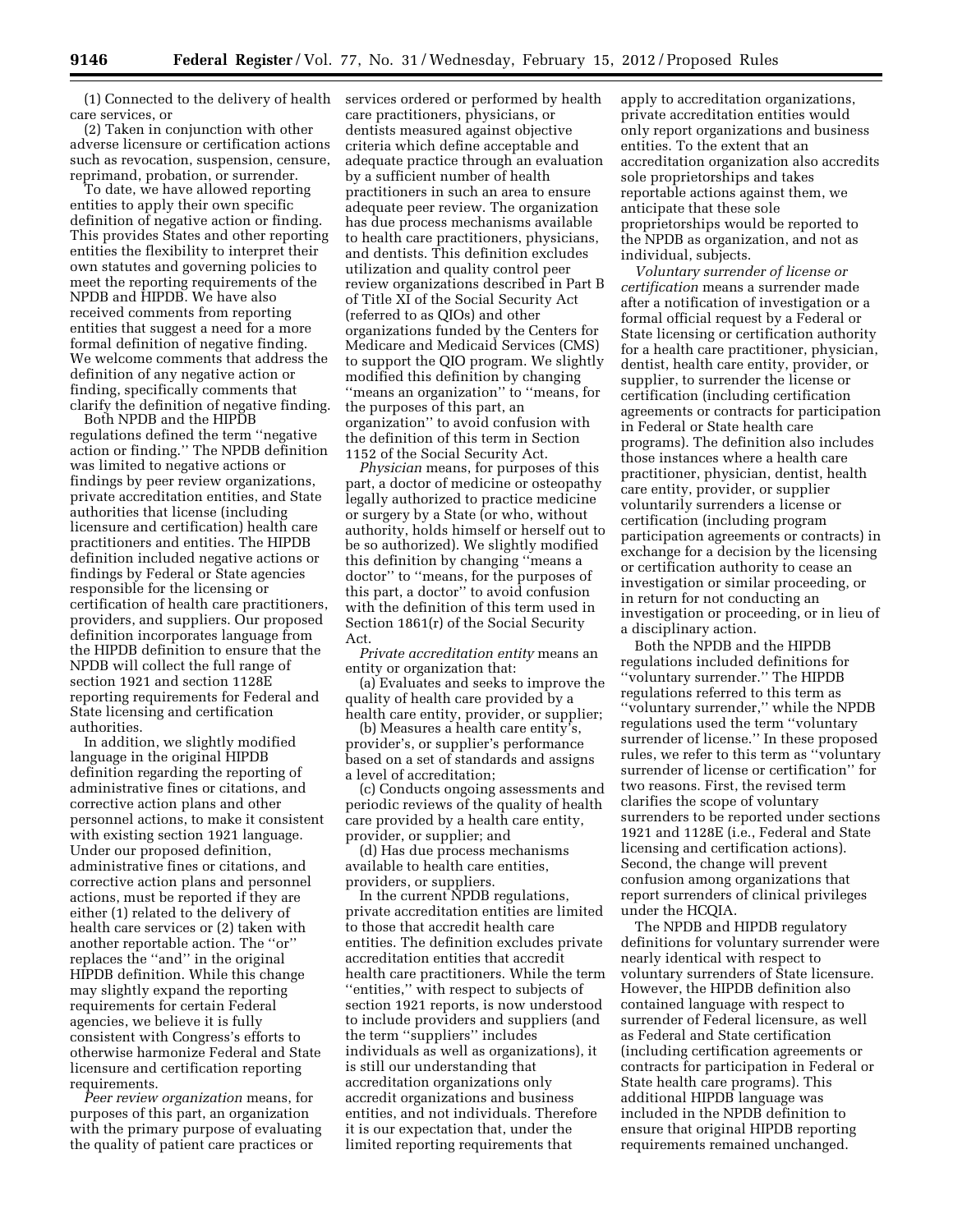(1) Connected to the delivery of health care services, or

(2) Taken in conjunction with other adverse licensure or certification actions such as revocation, suspension, censure, reprimand, probation, or surrender.

To date, we have allowed reporting entities to apply their own specific definition of negative action or finding. This provides States and other reporting entities the flexibility to interpret their own statutes and governing policies to meet the reporting requirements of the NPDB and HIPDB. We have also received comments from reporting entities that suggest a need for a more formal definition of negative finding. We welcome comments that address the definition of any negative action or finding, specifically comments that clarify the definition of negative finding.

Both NPDB and the HIPDB regulations defined the term ''negative action or finding.'' The NPDB definition was limited to negative actions or findings by peer review organizations, private accreditation entities, and State authorities that license (including licensure and certification) health care practitioners and entities. The HIPDB definition included negative actions or findings by Federal or State agencies responsible for the licensing or certification of health care practitioners, providers, and suppliers. Our proposed definition incorporates language from the HIPDB definition to ensure that the NPDB will collect the full range of section 1921 and section 1128E reporting requirements for Federal and State licensing and certification authorities.

In addition, we slightly modified language in the original HIPDB definition regarding the reporting of administrative fines or citations, and corrective action plans and other personnel actions, to make it consistent with existing section 1921 language. Under our proposed definition, administrative fines or citations, and corrective action plans and personnel actions, must be reported if they are either (1) related to the delivery of health care services or (2) taken with another reportable action. The ''or'' replaces the ''and'' in the original HIPDB definition. While this change may slightly expand the reporting requirements for certain Federal agencies, we believe it is fully consistent with Congress's efforts to otherwise harmonize Federal and State licensure and certification reporting requirements.

*Peer review organization* means, for purposes of this part, an organization with the primary purpose of evaluating the quality of patient care practices or services ordered or performed by health care practitioners, physicians, or dentists measured against objective criteria which define acceptable and adequate practice through an evaluation by a sufficient number of health practitioners in such an area to ensure adequate peer review. The organization has due process mechanisms available to health care practitioners, physicians, and dentists. This definition excludes utilization and quality control peer review organizations described in Part B of Title XI of the Social Security Act (referred to as QIOs) and other organizations funded by the Centers for Medicare and Medicaid Services (CMS) to support the QIO program. We slightly modified this definition by changing ''means an organization'' to ''means, for the purposes of this part, an organization'' to avoid confusion with the definition of this term in Section 1152 of the Social Security Act.

*Physician* means, for purposes of this part, a doctor of medicine or osteopathy legally authorized to practice medicine or surgery by a State (or who, without authority, holds himself or herself out to be so authorized). We slightly modified this definition by changing ''means a doctor'' to ''means, for the purposes of this part, a doctor'' to avoid confusion with the definition of this term used in Section 1861(r) of the Social Security Act.

*Private accreditation entity* means an entity or organization that:

(a) Evaluates and seeks to improve the quality of health care provided by a health care entity, provider, or supplier;

(b) Measures a health care entity's, provider's, or supplier's performance based on a set of standards and assigns a level of accreditation;

(c) Conducts ongoing assessments and periodic reviews of the quality of health care provided by a health care entity, provider, or supplier; and

(d) Has due process mechanisms available to health care entities, providers, or suppliers.

In the current NPDB regulations, private accreditation entities are limited to those that accredit health care entities. The definition excludes private accreditation entities that accredit health care practitioners. While the term ''entities,'' with respect to subjects of section 1921 reports, is now understood to include providers and suppliers (and the term ''suppliers'' includes individuals as well as organizations), it is still our understanding that accreditation organizations only accredit organizations and business entities, and not individuals. Therefore it is our expectation that, under the limited reporting requirements that apply to accreditation organizations, private accreditation entities would only report organizations and business entities. To the extent that an accreditation organization also accredits sole proprietorships and takes reportable actions against them, we anticipate that these sole proprietorships would be reported to the NPDB as organization, and not as individual, subjects.

*Voluntary surrender of license or certification* means a surrender made after a notification of investigation or a formal official request by a Federal or State licensing or certification authority for a health care practitioner, physician, dentist, health care entity, provider, or supplier, to surrender the license or certification (including certification agreements or contracts for participation in Federal or State health care programs). The definition also includes those instances where a health care practitioner, physician, dentist, health care entity, provider, or supplier voluntarily surrenders a license or certification (including program participation agreements or contracts) in exchange for a decision by the licensing or certification authority to cease an investigation or similar proceeding, or in return for not conducting an investigation or proceeding, or in lieu of a disciplinary action.

Both the NPDB and the HIPDB regulations included definitions for ''voluntary surrender.'' The HIPDB regulations referred to this term as ''voluntary surrender,'' while the NPDB regulations used the term ''voluntary surrender of license.'' In these proposed rules, we refer to this term as ''voluntary surrender of license or certification'' for two reasons. First, the revised term clarifies the scope of voluntary surrenders to be reported under sections 1921 and 1128E (i.e., Federal and State licensing and certification actions). Second, the change will prevent confusion among organizations that report surrenders of clinical privileges under the HCQIA.

The NPDB and HIPDB regulatory definitions for voluntary surrender were nearly identical with respect to voluntary surrenders of State licensure. However, the HIPDB definition also contained language with respect to surrender of Federal licensure, as well as Federal and State certification (including certification agreements or contracts for participation in Federal or State health care programs). This additional HIPDB language was included in the NPDB definition to ensure that original HIPDB reporting requirements remained unchanged.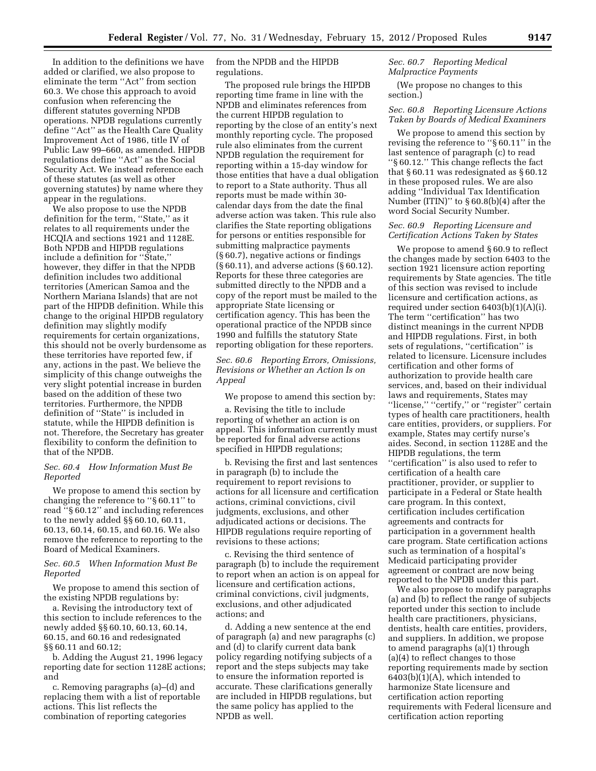In addition to the definitions we have added or clarified, we also propose to eliminate the term ''Act'' from section 60.3. We chose this approach to avoid confusion when referencing the different statutes governing NPDB operations. NPDB regulations currently define ''Act'' as the Health Care Quality Improvement Act of 1986, title IV of Public Law 99–660, as amended. HIPDB regulations define ''Act'' as the Social Security Act. We instead reference each of these statutes (as well as other governing statutes) by name where they appear in the regulations.

We also propose to use the NPDB definition for the term, ''State,'' as it relates to all requirements under the HCQIA and sections 1921 and 1128E. Both NPDB and HIPDB regulations include a definition for ''State,'' however, they differ in that the NPDB definition includes two additional territories (American Samoa and the Northern Mariana Islands) that are not part of the HIPDB definition. While this change to the original HIPDB regulatory definition may slightly modify requirements for certain organizations, this should not be overly burdensome as these territories have reported few, if any, actions in the past. We believe the simplicity of this change outweighs the very slight potential increase in burden based on the addition of these two territories. Furthermore, the NPDB definition of ''State'' is included in statute, while the HIPDB definition is not. Therefore, the Secretary has greater flexibility to conform the definition to that of the NPDB.

### *Sec. 60.4 How Information Must Be Reported*

We propose to amend this section by changing the reference to ''§ 60.11'' to read ''§ 60.12'' and including references to the newly added §§ 60.10, 60.11, 60.13, 60.14, 60.15, and 60.16. We also remove the reference to reporting to the Board of Medical Examiners.

### *Sec. 60.5 When Information Must Be Reported*

We propose to amend this section of the existing NPDB regulations by:

a. Revising the introductory text of this section to include references to the newly added §§ 60.10, 60.13, 60.14, 60.15, and 60.16 and redesignated §§ 60.11 and 60.12;

b. Adding the August 21, 1996 legacy reporting date for section 1128E actions; and

c. Removing paragraphs (a)–(d) and replacing them with a list of reportable actions. This list reflects the combination of reporting categories from the NPDB and the HIPDB regulations.

The proposed rule brings the HIPDB reporting time frame in line with the NPDB and eliminates references from the current HIPDB regulation to reporting by the close of an entity's next monthly reporting cycle. The proposed rule also eliminates from the current NPDB regulation the requirement for reporting within a 15-day window for those entities that have a dual obligation to report to a State authority. Thus all reports must be made within 30-calendar days from the date the final adverse action was taken. This rule also clarifies the State reporting obligations for persons or entities responsible for submitting malpractice payments (§ 60.7), negative actions or findings (§ 60.11), and adverse actions (§ 60.12). Reports for these three categories are submitted directly to the NPDB and a copy of the report must be mailed to the appropriate State licensing or certification agency. This has been the operational practice of the NPDB since 1990 and fulfills the statutory State reporting obligation for these reporters.

### *Sec. 60.6 Reporting Errors, Omissions, Revisions or Whether an Action Is on Appeal*

We propose to amend this section by:

a. Revising the title to include reporting of whether an action is on appeal. This information currently must be reported for final adverse actions specified in HIPDB regulations;

b. Revising the first and last sentences in paragraph (b) to include the requirement to report revisions to actions for all licensure and certification actions, criminal convictions, civil judgments, exclusions, and other adjudicated actions or decisions. The HIPDB regulations require reporting of revisions to these actions;

c. Revising the third sentence of paragraph (b) to include the requirement to report when an action is on appeal for licensure and certification actions, criminal convictions, civil judgments, exclusions, and other adjudicated actions; and

d. Adding a new sentence at the end of paragraph (a) and new paragraphs (c) and (d) to clarify current data bank policy regarding notifying subjects of a report and the steps subjects may take to ensure the information reported is accurate. These clarifications generally are included in HIPDB regulations, but the same policy has applied to the NPDB as well.

### *Sec. 60.7 Reporting Medical Malpractice Payments*

(We propose no changes to this section.)

### *Sec. 60.8 Reporting Licensure Actions Taken by Boards of Medical Examiners*

We propose to amend this section by revising the reference to ''§ 60.11'' in the last sentence of paragraph (c) to read ''§ 60.12.'' This change reflects the fact that § 60.11 was redesignated as § 60.12 in these proposed rules. We are also adding ''Individual Tax Identification Number (ITIN)'' to § 60.8(b)(4) after the word Social Security Number.

### *Sec. 60.9 Reporting Licensure and Certification Actions Taken by States*

We propose to amend § 60.9 to reflect the changes made by section 6403 to the section 1921 licensure action reporting requirements by State agencies. The title of this section was revised to include licensure and certification actions, as required under section 6403(b)(1)(A)(i). The term ''certification'' has two distinct meanings in the current NPDB and HIPDB regulations. First, in both sets of regulations, ''certification'' is related to licensure. Licensure includes certification and other forms of authorization to provide health care services, and, based on their individual laws and requirements, States may ''license,'' ''certify,'' or ''register'' certain types of health care practitioners, health care entities, providers, or suppliers. For example, States may certify nurse's aides. Second, in section 1128E and the HIPDB regulations, the term ''certification'' is also used to refer to certification of a health care practitioner, provider, or supplier to participate in a Federal or State health care program. In this context, certification includes certification agreements and contracts for participation in a government health care program. State certification actions such as termination of a hospital's Medicaid participating provider agreement or contract are now being reported to the NPDB under this part.

We also propose to modify paragraphs (a) and (b) to reflect the range of subjects reported under this section to include health care practitioners, physicians, dentists, health care entities, providers, and suppliers. In addition, we propose to amend paragraphs (a)(1) through (a)(4) to reflect changes to those reporting requirements made by section 6403(b)(1)(A), which intended to harmonize State licensure and certification action reporting requirements with Federal licensure and certification action reporting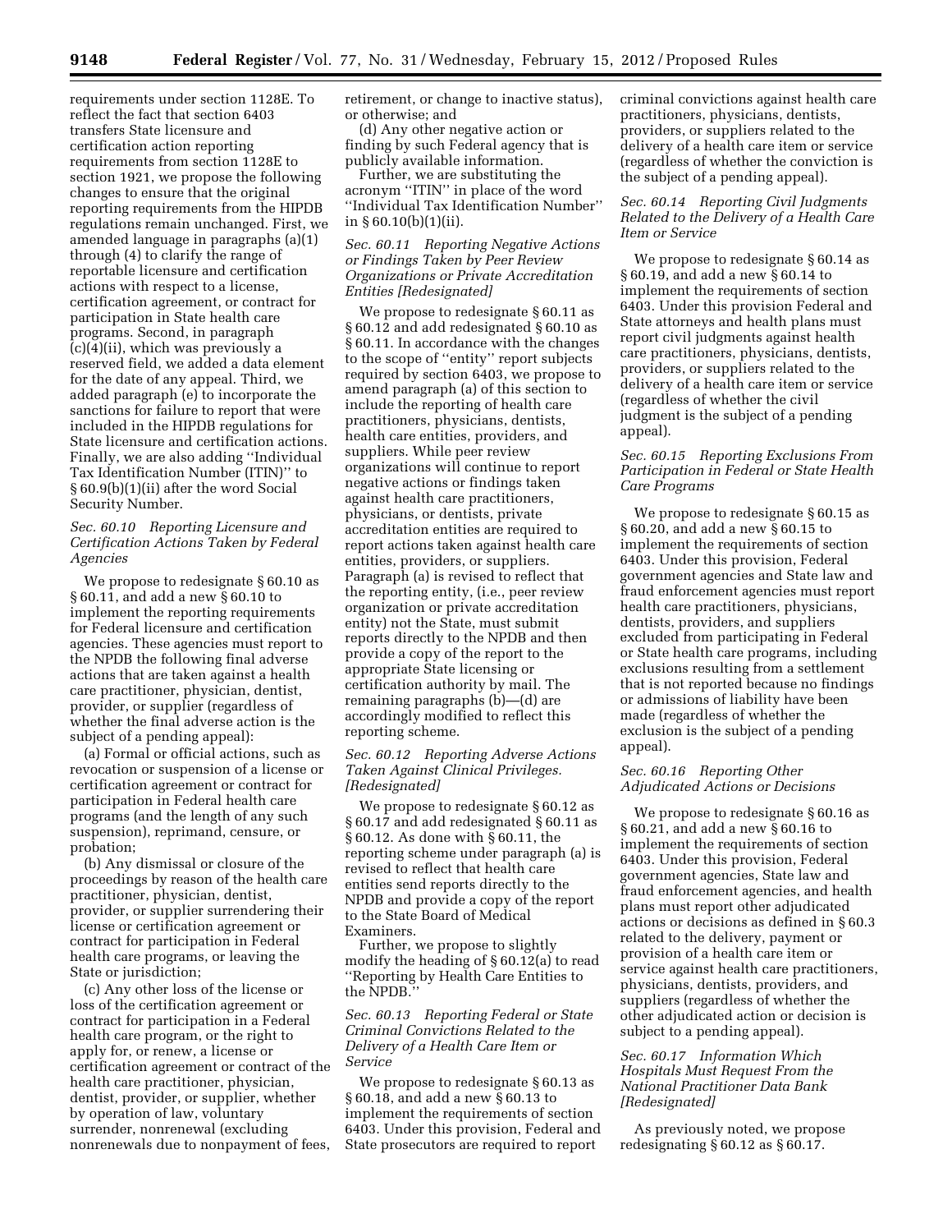requirements under section 1128E. To reflect the fact that section 6403 transfers State licensure and certification action reporting requirements from section 1128E to section 1921, we propose the following changes to ensure that the original reporting requirements from the HIPDB regulations remain unchanged. First, we amended language in paragraphs (a)(1) through (4) to clarify the range of reportable licensure and certification actions with respect to a license, certification agreement, or contract for participation in State health care programs. Second, in paragraph (c)(4)(ii), which was previously a reserved field, we added a data element for the date of any appeal. Third, we added paragraph (e) to incorporate the sanctions for failure to report that were included in the HIPDB regulations for State licensure and certification actions. Finally, we are also adding ''Individual Tax Identification Number (ITIN)'' to § 60.9(b)(1)(ii) after the word Social Security Number.

*Sec. 60.10 Reporting Licensure and Certification Actions Taken by Federal Agencies*

We propose to redesignate § 60.10 as § 60.11, and add a new § 60.10 to implement the reporting requirements for Federal licensure and certification agencies. These agencies must report to the NPDB the following final adverse actions that are taken against a health care practitioner, physician, dentist, provider, or supplier (regardless of whether the final adverse action is the subject of a pending appeal):

(a) Formal or official actions, such as revocation or suspension of a license or certification agreement or contract for participation in Federal health care programs (and the length of any such suspension), reprimand, censure, or probation;

(b) Any dismissal or closure of the proceedings by reason of the health care practitioner, physician, dentist, provider, or supplier surrendering their license or certification agreement or contract for participation in Federal health care programs, or leaving the State or jurisdiction;

(c) Any other loss of the license or loss of the certification agreement or contract for participation in a Federal health care program, or the right to apply for, or renew, a license or certification agreement or contract of the health care practitioner, physician, dentist, provider, or supplier, whether by operation of law, voluntary surrender, nonrenewal (excluding nonrenewals due to nonpayment of fees, retirement, or change to inactive status), or otherwise; and

(d) Any other negative action or finding by such Federal agency that is publicly available information.

Further, we are substituting the acronym ''ITIN'' in place of the word ''Individual Tax Identification Number'' in § 60.10(b)(1)(ii).

*Sec. 60.11 Reporting Negative Actions or Findings Taken by Peer Review Organizations or Private Accreditation Entities [Redesignated]*

We propose to redesignate § 60.11 as § 60.12 and add redesignated § 60.10 as § 60.11. In accordance with the changes to the scope of ''entity'' report subjects required by section 6403, we propose to amend paragraph (a) of this section to include the reporting of health care practitioners, physicians, dentists, health care entities, providers, and suppliers. While peer review organizations will continue to report negative actions or findings taken against health care practitioners, physicians, or dentists, private accreditation entities are required to report actions taken against health care entities, providers, or suppliers. Paragraph (a) is revised to reflect that the reporting entity, (i.e., peer review organization or private accreditation entity) not the State, must submit reports directly to the NPDB and then provide a copy of the report to the appropriate State licensing or certification authority by mail. The remaining paragraphs (b)—(d) are accordingly modified to reflect this reporting scheme.

*Sec. 60.12 Reporting Adverse Actions Taken Against Clinical Privileges. [Redesignated]*

We propose to redesignate § 60.12 as § 60.17 and add redesignated § 60.11 as § 60.12. As done with § 60.11, the reporting scheme under paragraph (a) is revised to reflect that health care entities send reports directly to the NPDB and provide a copy of the report to the State Board of Medical Examiners.

Further, we propose to slightly modify the heading of § 60.12(a) to read ''Reporting by Health Care Entities to the NPDB.''

*Sec. 60.13 Reporting Federal or State Criminal Convictions Related to the Delivery of a Health Care Item or Service*

We propose to redesignate § 60.13 as § 60.18, and add a new § 60.13 to implement the requirements of section 6403. Under this provision, Federal and State prosecutors are required to report criminal convictions against health care practitioners, physicians, dentists, providers, or suppliers related to the delivery of a health care item or service (regardless of whether the conviction is the subject of a pending appeal).

*Sec. 60.14 Reporting Civil Judgments Related to the Delivery of a Health Care Item or Service*

We propose to redesignate § 60.14 as § 60.19, and add a new § 60.14 to implement the requirements of section 6403. Under this provision Federal and State attorneys and health plans must report civil judgments against health care practitioners, physicians, dentists, providers, or suppliers related to the delivery of a health care item or service (regardless of whether the civil judgment is the subject of a pending appeal).

*Sec. 60.15 Reporting Exclusions From Participation in Federal or State Health Care Programs*

We propose to redesignate § 60.15 as § 60.20, and add a new § 60.15 to implement the requirements of section 6403. Under this provision, Federal government agencies and State law and fraud enforcement agencies must report health care practitioners, physicians, dentists, providers, and suppliers excluded from participating in Federal or State health care programs, including exclusions resulting from a settlement that is not reported because no findings or admissions of liability have been made (regardless of whether the exclusion is the subject of a pending appeal).

*Sec. 60.16 Reporting Other Adjudicated Actions or Decisions*

We propose to redesignate § 60.16 as § 60.21, and add a new § 60.16 to implement the requirements of section 6403. Under this provision, Federal government agencies, State law and fraud enforcement agencies, and health plans must report other adjudicated actions or decisions as defined in § 60.3 related to the delivery, payment or provision of a health care item or service against health care practitioners, physicians, dentists, providers, and suppliers (regardless of whether the other adjudicated action or decision is subject to a pending appeal).

*Sec. 60.17 Information Which Hospitals Must Request From the National Practitioner Data Bank [Redesignated]*

As previously noted, we propose redesignating § 60.12 as § 60.17.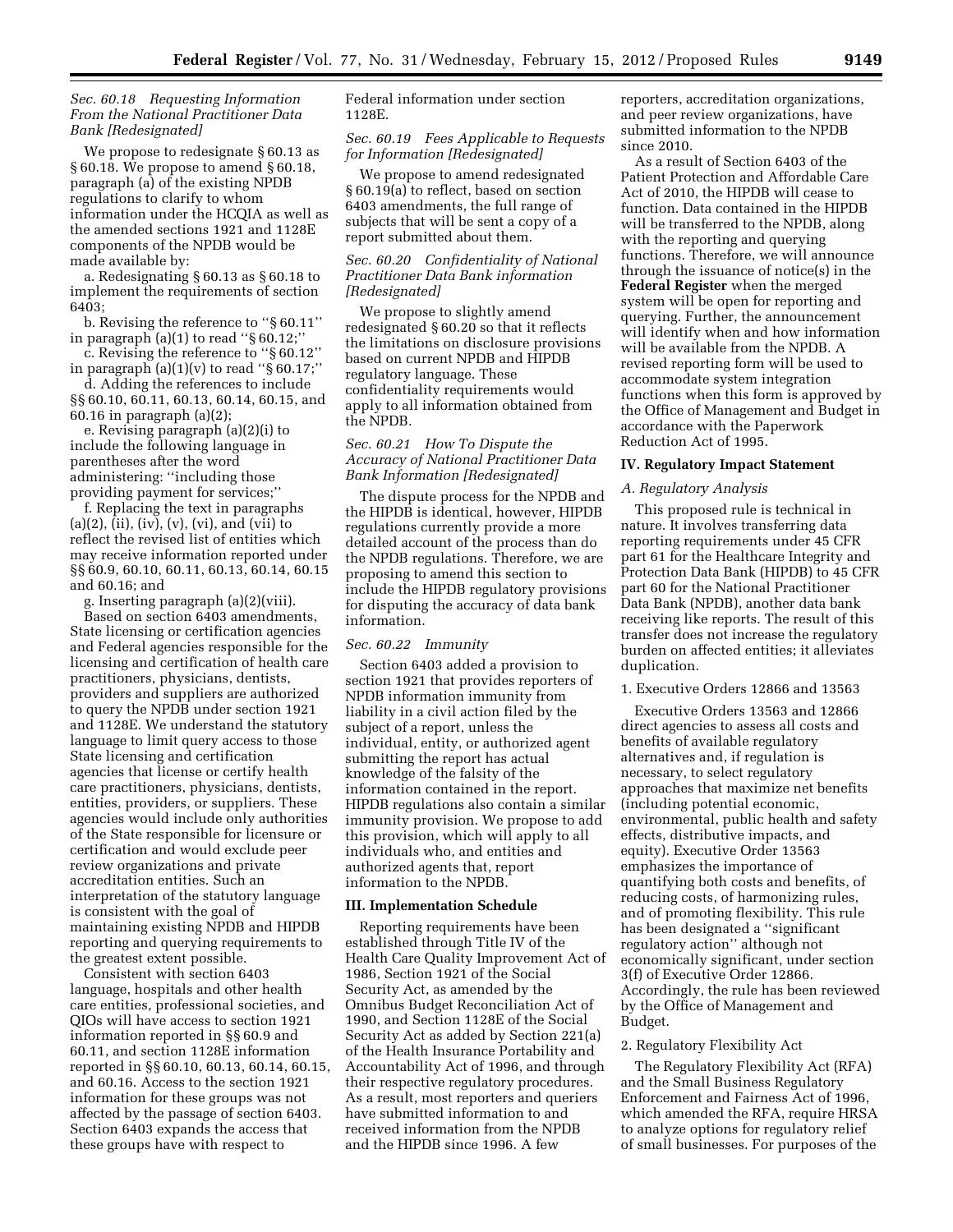*Sec. 60.18 Requesting Information From the National Practitioner Data Bank [Redesignated]*

We propose to redesignate § 60.13 as § 60.18. We propose to amend § 60.18, paragraph (a) of the existing NPDB regulations to clarify to whom information under the HCQIA as well as the amended sections 1921 and 1128E components of the NPDB would be made available by:

a. Redesignating § 60.13 as § 60.18 to implement the requirements of section 6403;

b. Revising the reference to ''§ 60.11'' in paragraph (a)(1) to read ''§ 60.12;''

c. Revising the reference to ''§ 60.12'' in paragraph (a)(1)(v) to read ''§ 60.17;''

d. Adding the references to include §§ 60.10, 60.11, 60.13, 60.14, 60.15, and 60.16 in paragraph (a)(2);

e. Revising paragraph (a)(2)(i) to include the following language in parentheses after the word administering: ''including those providing payment for services;''

f. Replacing the text in paragraphs (a)(2), (ii), (iv), (v), (vi), and (vii) to reflect the revised list of entities which may receive information reported under §§ 60.9, 60.10, 60.11, 60.13, 60.14, 60.15 and 60.16; and

g. Inserting paragraph (a)(2)(viii).

Based on section 6403 amendments, State licensing or certification agencies and Federal agencies responsible for the licensing and certification of health care practitioners, physicians, dentists, providers and suppliers are authorized to query the NPDB under section 1921 and 1128E. We understand the statutory language to limit query access to those State licensing and certification agencies that license or certify health care practitioners, physicians, dentists, entities, providers, or suppliers. These agencies would include only authorities of the State responsible for licensure or certification and would exclude peer review organizations and private accreditation entities. Such an interpretation of the statutory language is consistent with the goal of maintaining existing NPDB and HIPDB reporting and querying requirements to the greatest extent possible.

Consistent with section 6403 language, hospitals and other health care entities, professional societies, and QIOs will have access to section 1921 information reported in §§ 60.9 and 60.11, and section 1128E information reported in §§ 60.10, 60.13, 60.14, 60.15, and 60.16. Access to the section 1921 information for these groups was not affected by the passage of section 6403. Section 6403 expands the access that these groups have with respect to Federal information under section 1128E.

*Sec. 60.19 Fees Applicable to Requests for Information [Redesignated]*

We propose to amend redesignated § 60.19(a) to reflect, based on section 6403 amendments, the full range of subjects that will be sent a copy of a report submitted about them.

*Sec. 60.20 Confidentiality of National Practitioner Data Bank information [Redesignated]*

We propose to slightly amend redesignated § 60.20 so that it reflects the limitations on disclosure provisions based on current NPDB and HIPDB regulatory language. These confidentiality requirements would apply to all information obtained from the NPDB.

*Sec. 60.21 How To Dispute the Accuracy of National Practitioner Data Bank Information [Redesignated]*

The dispute process for the NPDB and the HIPDB is identical, however, HIPDB regulations currently provide a more detailed account of the process than do the NPDB regulations. Therefore, we are proposing to amend this section to include the HIPDB regulatory provisions for disputing the accuracy of data bank information.

*Sec. 60.22 Immunity*

Section 6403 added a provision to section 1921 that provides reporters of NPDB information immunity from liability in a civil action filed by the subject of a report, unless the individual, entity, or authorized agent submitting the report has actual knowledge of the falsity of the information contained in the report. HIPDB regulations also contain a similar immunity provision. We propose to add this provision, which will apply to all individuals who, and entities and authorized agents that, report information to the NPDB.

## III. Implementation Schedule

Reporting requirements have been established through Title IV of the Health Care Quality Improvement Act of 1986, Section 1921 of the Social Security Act, as amended by the Omnibus Budget Reconciliation Act of 1990, and Section 1128E of the Social Security Act as added by Section 221(a) of the Health Insurance Portability and Accountability Act of 1996, and through their respective regulatory procedures. As a result, most reporters and queriers have submitted information to and received information from the NPDB and the HIPDB since 1996. A few reporters, accreditation organizations, and peer review organizations, have submitted information to the NPDB since 2010.

As a result of Section 6403 of the Patient Protection and Affordable Care Act of 2010, the HIPDB will cease to function. Data contained in the HIPDB will be transferred to the NPDB, along with the reporting and querying functions. Therefore, we will announce through the issuance of notice(s) in the **Federal Register** when the merged system will be open for reporting and querying. Further, the announcement will identify when and how information will be available from the NPDB. A revised reporting form will be used to accommodate system integration functions when this form is approved by the Office of Management and Budget in accordance with the Paperwork Reduction Act of 1995.

## IV. Regulatory Impact Statement

*A. Regulatory Analysis*

This proposed rule is technical in nature. It involves transferring data reporting requirements under 45 CFR part 61 for the Healthcare Integrity and Protection Data Bank (HIPDB) to 45 CFR part 60 for the National Practitioner Data Bank (NPDB), another data bank receiving like reports. The result of this transfer does not increase the regulatory burden on affected entities; it alleviates duplication.

1. Executive Orders 12866 and 13563

Executive Orders 13563 and 12866 direct agencies to assess all costs and benefits of available regulatory alternatives and, if regulation is necessary, to select regulatory approaches that maximize net benefits (including potential economic, environmental, public health and safety effects, distributive impacts, and equity). Executive Order 13563 emphasizes the importance of quantifying both costs and benefits, of reducing costs, of harmonizing rules, and of promoting flexibility. This rule has been designated a ''significant regulatory action'' although not economically significant, under section 3(f) of Executive Order 12866. Accordingly, the rule has been reviewed by the Office of Management and Budget.

2. Regulatory Flexibility Act

The Regulatory Flexibility Act (RFA) and the Small Business Regulatory Enforcement and Fairness Act of 1996, which amended the RFA, require HRSA to analyze options for regulatory relief of small businesses. For purposes of the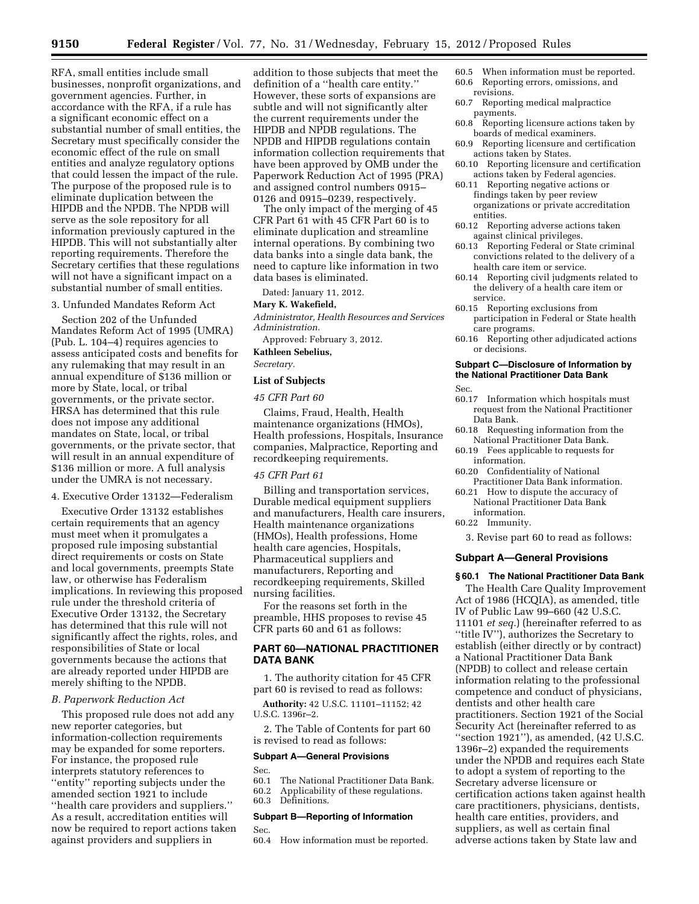RFA, small entities include small businesses, nonprofit organizations, and government agencies. Further, in accordance with the RFA, if a rule has a significant economic effect on a substantial number of small entities, the Secretary must specifically consider the economic effect of the rule on small entities and analyze regulatory options that could lessen the impact of the rule. The purpose of the proposed rule is to eliminate duplication between the HIPDB and the NPDB. The NPDB will serve as the sole repository for all information previously captured in the HIPDB. This will not substantially alter reporting requirements. Therefore the Secretary certifies that these regulations will not have a significant impact on a substantial number of small entities.

3. Unfunded Mandates Reform Act

Section 202 of the Unfunded Mandates Reform Act of 1995 (UMRA) (Pub. L. 104–4) requires agencies to assess anticipated costs and benefits for any rulemaking that may result in an annual expenditure of $136 million or more by State, local, or tribal governments, or the private sector. HRSA has determined that this rule does not impose any additional mandates on State, local, or tribal governments, or the private sector, that will result in an annual expenditure of $136 million or more. A full analysis under the UMRA is not necessary.

4. Executive Order 13132—Federalism

Executive Order 13132 establishes certain requirements that an agency must meet when it promulgates a proposed rule imposing substantial direct requirements or costs on State and local governments, preempts State law, or otherwise has Federalism implications. In reviewing this proposed rule under the threshold criteria of Executive Order 13132, the Secretary has determined that this rule will not significantly affect the rights, roles, and responsibilities of State or local governments because the actions that are already reported under HIPDB are merely shifting to the NPDB.

*B. Paperwork Reduction Act*

This proposed rule does not add any new reporter categories, but information-collection requirements may be expanded for some reporters. For instance, the proposed rule interprets statutory references to ''entity'' reporting subjects under the amended section 1921 to include ''health care providers and suppliers.'' As a result, accreditation entities will now be required to report actions taken against providers and suppliers in addition to those subjects that meet the definition of a ''health care entity.'' However, these sorts of expansions are subtle and will not significantly alter the current requirements under the HIPDB and NPDB regulations. The NPDB and HIPDB regulations contain information collection requirements that have been approved by OMB under the Paperwork Reduction Act of 1995 (PRA) and assigned control numbers 0915–0126 and 0915–0239, respectively.

The only impact of the merging of 45 CFR Part 61 with 45 CFR Part 60 is to eliminate duplication and streamline internal operations. By combining two data banks into a single data bank, the need to capture like information in two data bases is eliminated.

Dated: January 11, 2012.

**Mary K. Wakefield,**

*Administrator, Health Resources and Services Administration.*

Approved: February 3, 2012.

**Kathleen Sebelius,**

*Secretary.*

**List of Subjects**

*45 CFR Part 60*

Claims, Fraud, Health, Health maintenance organizations (HMOs), Health professions, Hospitals, Insurance companies, Malpractice, Reporting and recordkeeping requirements.

*45 CFR Part 61*

Billing and transportation services, Durable medical equipment suppliers and manufacturers, Health care insurers, Health maintenance organizations (HMOs), Health professions, Home health care agencies, Hospitals, Pharmaceutical suppliers and manufacturers, Reporting and recordkeeping requirements, Skilled nursing facilities.

For the reasons set forth in the preamble, HHS proposes to revise 45 CFR parts 60 and 61 as follows:

## PART 60—NATIONAL PRACTITIONER DATA BANK

1. The authority citation for 45 CFR part 60 is revised to read as follows:

**Authority:** 42 U.S.C. 11101–11152; 42 U.S.C. 1396r–2.

2. The Table of Contents for part 60 is revised to read as follows:

**Subpart A—General Provisions**

Sec.
60.1 The National Practitioner Data Bank.
60.2 Applicability of these regulations.
60.3 Definitions.

**Subpart B—Reporting of Information**

Sec.
60.4 How information must be reported.
60.5 When information must be reported.
60.6 Reporting errors, omissions, and revisions.
60.7 Reporting medical malpractice payments.
60.8 Reporting licensure actions taken by boards of medical examiners.
60.9 Reporting licensure and certification actions taken by States.
60.10 Reporting licensure and certification actions taken by Federal agencies.
60.11 Reporting negative actions or findings taken by peer review organizations or private accreditation entities.
60.12 Reporting adverse actions taken against clinical privileges.
60.13 Reporting Federal or State criminal convictions related to the delivery of a health care item or service.
60.14 Reporting civil judgments related to the delivery of a health care item or service.
60.15 Reporting exclusions from participation in Federal or State health care programs.
60.16 Reporting other adjudicated actions or decisions.

**Subpart C—Disclosure of Information by the National Practitioner Data Bank**

Sec.
60.17 Information which hospitals must request from the National Practitioner Data Bank.
60.18 Requesting information from the National Practitioner Data Bank.
60.19 Fees applicable to requests for information.
60.20 Confidentiality of National Practitioner Data Bank information.
60.21 How to dispute the accuracy of National Practitioner Data Bank information.
60.22 Immunity.

3. Revise part 60 to read as follows:

### Subpart A—General Provisions

**§ 60.1 The National Practitioner Data Bank**

The Health Care Quality Improvement Act of 1986 (HCQIA), as amended, title IV of Public Law 99–660 (42 U.S.C. 11101 *et seq.*) (hereinafter referred to as ''title IV''), authorizes the Secretary to establish (either directly or by contract) a National Practitioner Data Bank (NPDB) to collect and release certain information relating to the professional competence and conduct of physicians, dentists and other health care practitioners. Section 1921 of the Social Security Act (hereinafter referred to as ''section 1921''), as amended, (42 U.S.C. 1396r–2) expanded the requirements under the NPDB and requires each State to adopt a system of reporting to the Secretary adverse licensure or certification actions taken against health care practitioners, physicians, dentists, health care entities, providers, and suppliers, as well as certain final adverse actions taken by State law and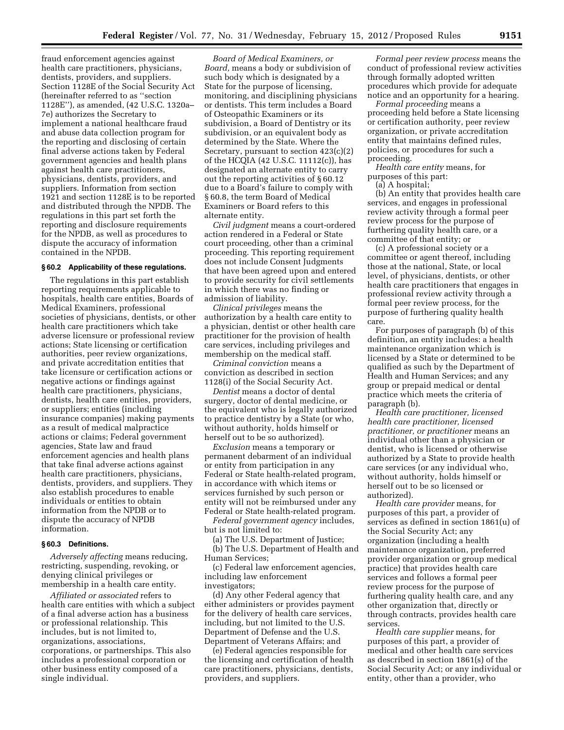fraud enforcement agencies against health care practitioners, physicians, dentists, providers, and suppliers. Section 1128E of the Social Security Act (hereinafter referred to as ''section 1128E''), as amended, (42 U.S.C. 1320a–7e) authorizes the Secretary to implement a national healthcare fraud and abuse data collection program for the reporting and disclosing of certain final adverse actions taken by Federal government agencies and health plans against health care practitioners, physicians, dentists, providers, and suppliers. Information from section 1921 and section 1128E is to be reported and distributed through the NPDB. The regulations in this part set forth the reporting and disclosure requirements for the NPDB, as well as procedures to dispute the accuracy of information contained in the NPDB.

### § 60.2 Applicability of these regulations.

The regulations in this part establish reporting requirements applicable to hospitals, health care entities, Boards of Medical Examiners, professional societies of physicians, dentists, or other health care practitioners which take adverse licensure or professional review actions; State licensing or certification authorities, peer review organizations, and private accreditation entities that take licensure or certification actions or negative actions or findings against health care practitioners, physicians, dentists, health care entities, providers, or suppliers; entities (including insurance companies) making payments as a result of medical malpractice actions or claims; Federal government agencies, State law and fraud enforcement agencies and health plans that take final adverse actions against health care practitioners, physicians, dentists, providers, and suppliers. They also establish procedures to enable individuals or entities to obtain information from the NPDB or to dispute the accuracy of NPDB information.

### § 60.3 Definitions.

*Adversely affecting* means reducing, restricting, suspending, revoking, or denying clinical privileges or membership in a health care entity.

*Affiliated or associated* refers to health care entities with which a subject of a final adverse action has a business or professional relationship. This includes, but is not limited to, organizations, associations, corporations, or partnerships. This also includes a professional corporation or other business entity composed of a single individual.

*Board of Medical Examiners, or Board,* means a body or subdivision of such body which is designated by a State for the purpose of licensing, monitoring, and disciplining physicians or dentists. This term includes a Board of Osteopathic Examiners or its subdivision, a Board of Dentistry or its subdivision, or an equivalent body as determined by the State. Where the Secretary, pursuant to section 423(c)(2) of the HCQIA (42 U.S.C. 11112(c)), has designated an alternate entity to carry out the reporting activities of § 60.12 due to a Board's failure to comply with § 60.8, the term Board of Medical Examiners or Board refers to this alternate entity.

*Civil judgment* means a court-ordered action rendered in a Federal or State court proceeding, other than a criminal proceeding. This reporting requirement does not include Consent Judgments that have been agreed upon and entered to provide security for civil settlements in which there was no finding or admission of liability.

*Clinical privileges* means the authorization by a health care entity to a physician, dentist or other health care practitioner for the provision of health care services, including privileges and membership on the medical staff.

*Criminal conviction* means a conviction as described in section 1128(i) of the Social Security Act.

*Dentist* means a doctor of dental surgery, doctor of dental medicine, or the equivalent who is legally authorized to practice dentistry by a State (or who, without authority, holds himself or herself out to be so authorized).

*Exclusion* means a temporary or permanent debarment of an individual or entity from participation in any Federal or State health-related program, in accordance with which items or services furnished by such person or entity will not be reimbursed under any Federal or State health-related program.

*Federal government agency* includes, but is not limited to:

(a) The U.S. Department of Justice;

(b) The U.S. Department of Health and Human Services;

(c) Federal law enforcement agencies, including law enforcement investigators;

(d) Any other Federal agency that either administers or provides payment for the delivery of health care services, including, but not limited to the U.S. Department of Defense and the U.S. Department of Veterans Affairs; and

(e) Federal agencies responsible for the licensing and certification of health care practitioners, physicians, dentists, providers, and suppliers.

*Formal peer review process* means the conduct of professional review activities through formally adopted written procedures which provide for adequate notice and an opportunity for a hearing.

*Formal proceeding* means a proceeding held before a State licensing or certification authority, peer review organization, or private accreditation entity that maintains defined rules, policies, or procedures for such a proceeding.

*Health care entity* means, for purposes of this part:

(a) A hospital;

(b) An entity that provides health care services, and engages in professional review activity through a formal peer review process for the purpose of furthering quality health care, or a committee of that entity; or

(c) A professional society or a committee or agent thereof, including those at the national, State, or local level, of physicians, dentists, or other health care practitioners that engages in professional review activity through a formal peer review process, for the purpose of furthering quality health care.

For purposes of paragraph (b) of this definition, an entity includes: a health maintenance organization which is licensed by a State or determined to be qualified as such by the Department of Health and Human Services; and any group or prepaid medical or dental practice which meets the criteria of paragraph (b).

*Health care practitioner, licensed health care practitioner, licensed practitioner, or practitioner* means an individual other than a physician or dentist, who is licensed or otherwise authorized by a State to provide health care services (or any individual who, without authority, holds himself or herself out to be so licensed or authorized).

*Health care provider* means, for purposes of this part, a provider of services as defined in section 1861(u) of the Social Security Act; any organization (including a health maintenance organization, preferred provider organization or group medical practice) that provides health care services and follows a formal peer review process for the purpose of furthering quality health care, and any other organization that, directly or through contracts, provides health care services.

*Health care supplier* means, for purposes of this part, a provider of medical and other health care services as described in section 1861(s) of the Social Security Act; or any individual or entity, other than a provider, who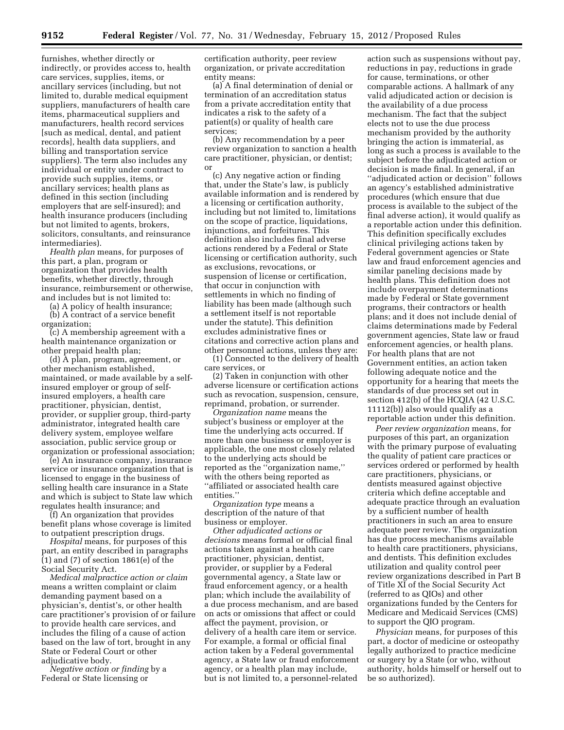furnishes, whether directly or indirectly, or provides access to, health care services, supplies, items, or ancillary services (including, but not limited to, durable medical equipment suppliers, manufacturers of health care items, pharmaceutical suppliers and manufacturers, health record services [such as medical, dental, and patient records], health data suppliers, and billing and transportation service suppliers). The term also includes any individual or entity under contract to provide such supplies, items, or ancillary services; health plans as defined in this section (including employers that are self-insured); and health insurance producers (including but not limited to agents, brokers, solicitors, consultants, and reinsurance intermediaries).

*Health plan* means, for purposes of this part, a plan, program or organization that provides health benefits, whether directly, through insurance, reimbursement or otherwise, and includes but is not limited to:

(a) A policy of health insurance;

(b) A contract of a service benefit organization;

(c) A membership agreement with a health maintenance organization or other prepaid health plan;

(d) A plan, program, agreement, or other mechanism established, maintained, or made available by a self-insured employer or group of self-insured employers, a health care practitioner, physician, dentist, provider, or supplier group, third-party administrator, integrated health care delivery system, employee welfare association, public service group or organization or professional association;

(e) An insurance company, insurance service or insurance organization that is licensed to engage in the business of selling health care insurance in a State and which is subject to State law which regulates health insurance; and

(f) An organization that provides benefit plans whose coverage is limited to outpatient prescription drugs.

*Hospital* means, for purposes of this part, an entity described in paragraphs (1) and (7) of section 1861(e) of the Social Security Act.

*Medical malpractice action or claim* means a written complaint or claim demanding payment based on a physician's, dentist's, or other health care practitioner's provision of or failure to provide health care services, and includes the filing of a cause of action based on the law of tort, brought in any State or Federal Court or other adjudicative body.

*Negative action or finding* by a Federal or State licensing or certification authority, peer review organization, or private accreditation entity means:

(a) A final determination of denial or termination of an accreditation status from a private accreditation entity that indicates a risk to the safety of a patient(s) or quality of health care services;

(b) Any recommendation by a peer review organization to sanction a health care practitioner, physician, or dentist; or

(c) Any negative action or finding that, under the State's law, is publicly available information and is rendered by a licensing or certification authority, including but not limited to, limitations on the scope of practice, liquidations, injunctions, and forfeitures. This definition also includes final adverse actions rendered by a Federal or State licensing or certification authority, such as exclusions, revocations, or suspension of license or certification, that occur in conjunction with settlements in which no finding of liability has been made (although such a settlement itself is not reportable under the statute). This definition excludes administrative fines or citations and corrective action plans and other personnel actions, unless they are:

(1) Connected to the delivery of health care services, or

(2) Taken in conjunction with other adverse licensure or certification actions such as revocation, suspension, censure, reprimand, probation, or surrender.

*Organization name* means the subject's business or employer at the time the underlying acts occurred. If more than one business or employer is applicable, the one most closely related to the underlying acts should be reported as the ''organization name,'' with the others being reported as ''affiliated or associated health care entities.''

*Organization type* means a description of the nature of that business or employer.

*Other adjudicated actions or decisions* means formal or official final actions taken against a health care practitioner, physician, dentist, provider, or supplier by a Federal governmental agency, a State law or fraud enforcement agency, or a health plan; which include the availability of a due process mechanism, and are based on acts or omissions that affect or could affect the payment, provision, or delivery of a health care item or service. For example, a formal or official final action taken by a Federal governmental agency, a State law or fraud enforcement agency, or a health plan may include, but is not limited to, a personnel-related action such as suspensions without pay, reductions in pay, reductions in grade for cause, terminations, or other comparable actions. A hallmark of any valid adjudicated action or decision is the availability of a due process mechanism. The fact that the subject elects not to use the due process mechanism provided by the authority bringing the action is immaterial, as long as such a process is available to the subject before the adjudicated action or decision is made final. In general, if an ''adjudicated action or decision'' follows an agency's established administrative procedures (which ensure that due process is available to the subject of the final adverse action), it would qualify as a reportable action under this definition. This definition specifically excludes clinical privileging actions taken by Federal government agencies or State law and fraud enforcement agencies and similar paneling decisions made by health plans. This definition does not include overpayment determinations made by Federal or State government programs, their contractors or health plans; and it does not include denial of claims determinations made by Federal government agencies, State law or fraud enforcement agencies, or health plans. For health plans that are not Government entities, an action taken following adequate notice and the opportunity for a hearing that meets the standards of due process set out in section 412(b) of the HCQIA (42 U.S.C. 11112(b)) also would qualify as a reportable action under this definition.

*Peer review organization* means, for purposes of this part, an organization with the primary purpose of evaluating the quality of patient care practices or services ordered or performed by health care practitioners, physicians, or dentists measured against objective criteria which define acceptable and adequate practice through an evaluation by a sufficient number of health practitioners in such an area to ensure adequate peer review. The organization has due process mechanisms available to health care practitioners, physicians, and dentists. This definition excludes utilization and quality control peer review organizations described in Part B of Title XI of the Social Security Act (referred to as QIOs) and other organizations funded by the Centers for Medicare and Medicaid Services (CMS) to support the QIO program.

*Physician* means, for purposes of this part, a doctor of medicine or osteopathy legally authorized to practice medicine or surgery by a State (or who, without authority, holds himself or herself out to be so authorized).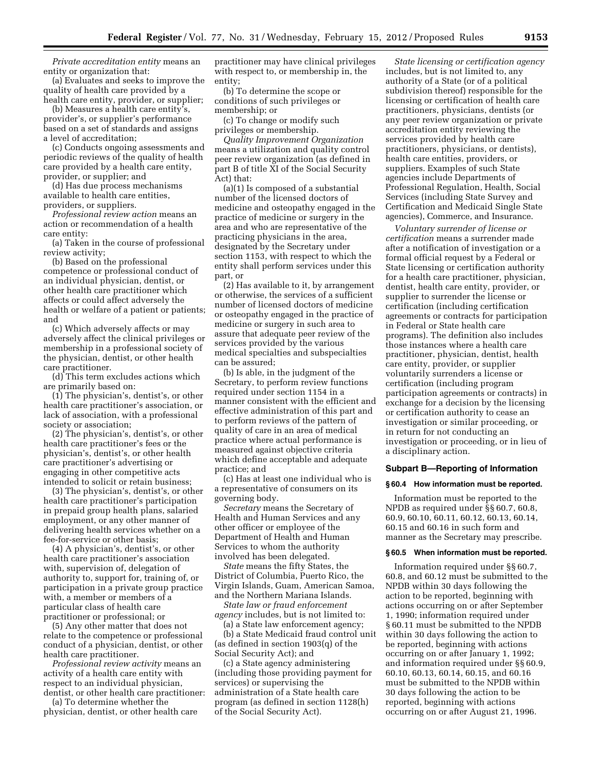*Private accreditation entity* means an entity or organization that:

(a) Evaluates and seeks to improve the quality of health care provided by a health care entity, provider, or supplier;

(b) Measures a health care entity's, provider's, or supplier's performance based on a set of standards and assigns a level of accreditation;

(c) Conducts ongoing assessments and periodic reviews of the quality of health care provided by a health care entity, provider, or supplier; and

(d) Has due process mechanisms available to health care entities, providers, or suppliers.

*Professional review action* means an action or recommendation of a health care entity:

(a) Taken in the course of professional review activity;

(b) Based on the professional competence or professional conduct of an individual physician, dentist, or other health care practitioner which affects or could affect adversely the health or welfare of a patient or patients; and

(c) Which adversely affects or may adversely affect the clinical privileges or membership in a professional society of the physician, dentist, or other health care practitioner.

(d) This term excludes actions which are primarily based on:

(1) The physician's, dentist's, or other health care practitioner's association, or lack of association, with a professional society or association;

(2) The physician's, dentist's, or other health care practitioner's fees or the physician's, dentist's, or other health care practitioner's advertising or engaging in other competitive acts intended to solicit or retain business;

(3) The physician's, dentist's, or other health care practitioner's participation in prepaid group health plans, salaried employment, or any other manner of delivering health services whether on a fee-for-service or other basis;

(4) A physician's, dentist's, or other health care practitioner's association with, supervision of, delegation of authority to, support for, training of, or participation in a private group practice with, a member or members of a particular class of health care practitioner or professional; or

(5) Any other matter that does not relate to the competence or professional conduct of a physician, dentist, or other health care practitioner.

*Professional review activity* means an activity of a health care entity with respect to an individual physician, dentist, or other health care practitioner:

(a) To determine whether the physician, dentist, or other health care practitioner may have clinical privileges with respect to, or membership in, the entity;

(b) To determine the scope or conditions of such privileges or membership; or

(c) To change or modify such privileges or membership.

*Quality Improvement Organization* means a utilization and quality control peer review organization (as defined in part B of title XI of the Social Security Act) that:

(a)(1) Is composed of a substantial number of the licensed doctors of medicine and osteopathy engaged in the practice of medicine or surgery in the area and who are representative of the practicing physicians in the area, designated by the Secretary under section 1153, with respect to which the entity shall perform services under this part, or

(2) Has available to it, by arrangement or otherwise, the services of a sufficient number of licensed doctors of medicine or osteopathy engaged in the practice of medicine or surgery in such area to assure that adequate peer review of the services provided by the various medical specialties and subspecialties can be assured;

(b) Is able, in the judgment of the Secretary, to perform review functions required under section 1154 in a manner consistent with the efficient and effective administration of this part and to perform reviews of the pattern of quality of care in an area of medical practice where actual performance is measured against objective criteria which define acceptable and adequate practice; and

(c) Has at least one individual who is a representative of consumers on its governing body.

*Secretary* means the Secretary of Health and Human Services and any other officer or employee of the Department of Health and Human Services to whom the authority involved has been delegated.

*State* means the fifty States, the District of Columbia, Puerto Rico, the Virgin Islands, Guam, American Samoa, and the Northern Mariana Islands.

*State law or fraud enforcement agency* includes, but is not limited to:

(a) a State law enforcement agency;

(b) a State Medicaid fraud control unit (as defined in section 1903(q) of the Social Security Act); and

(c) a State agency administering (including those providing payment for services) or supervising the administration of a State health care program (as defined in section 1128(h) of the Social Security Act).

*State licensing or certification agency* includes, but is not limited to, any authority of a State (or of a political subdivision thereof) responsible for the licensing or certification of health care practitioners, physicians, dentists (or any peer review organization or private accreditation entity reviewing the services provided by health care practitioners, physicians, or dentists), health care entities, providers, or suppliers. Examples of such State agencies include Departments of Professional Regulation, Health, Social Services (including State Survey and Certification and Medicaid Single State agencies), Commerce, and Insurance.

*Voluntary surrender of license or certification* means a surrender made after a notification of investigation or a formal official request by a Federal or State licensing or certification authority for a health care practitioner, physician, dentist, health care entity, provider, or supplier to surrender the license or certification (including certification agreements or contracts for participation in Federal or State health care programs). The definition also includes those instances where a health care practitioner, physician, dentist, health care entity, provider, or supplier voluntarily surrenders a license or certification (including program participation agreements or contracts) in exchange for a decision by the licensing or certification authority to cease an investigation or similar proceeding, or in return for not conducting an investigation or proceeding, or in lieu of a disciplinary action.

## Subpart B—Reporting of Information

### § 60.4 How information must be reported.

Information must be reported to the NPDB as required under §§ 60.7, 60.8, 60.9, 60.10, 60.11, 60.12, 60.13, 60.14, 60.15 and 60.16 in such form and manner as the Secretary may prescribe.

### § 60.5 When information must be reported.

Information required under §§ 60.7, 60.8, and 60.12 must be submitted to the NPDB within 30 days following the action to be reported, beginning with actions occurring on or after September 1, 1990; information required under § 60.11 must be submitted to the NPDB within 30 days following the action to be reported, beginning with actions occurring on or after January 1, 1992; and information required under §§ 60.9, 60.10, 60.13, 60.14, 60.15, and 60.16 must be submitted to the NPDB within 30 days following the action to be reported, beginning with actions occurring on or after August 21, 1996.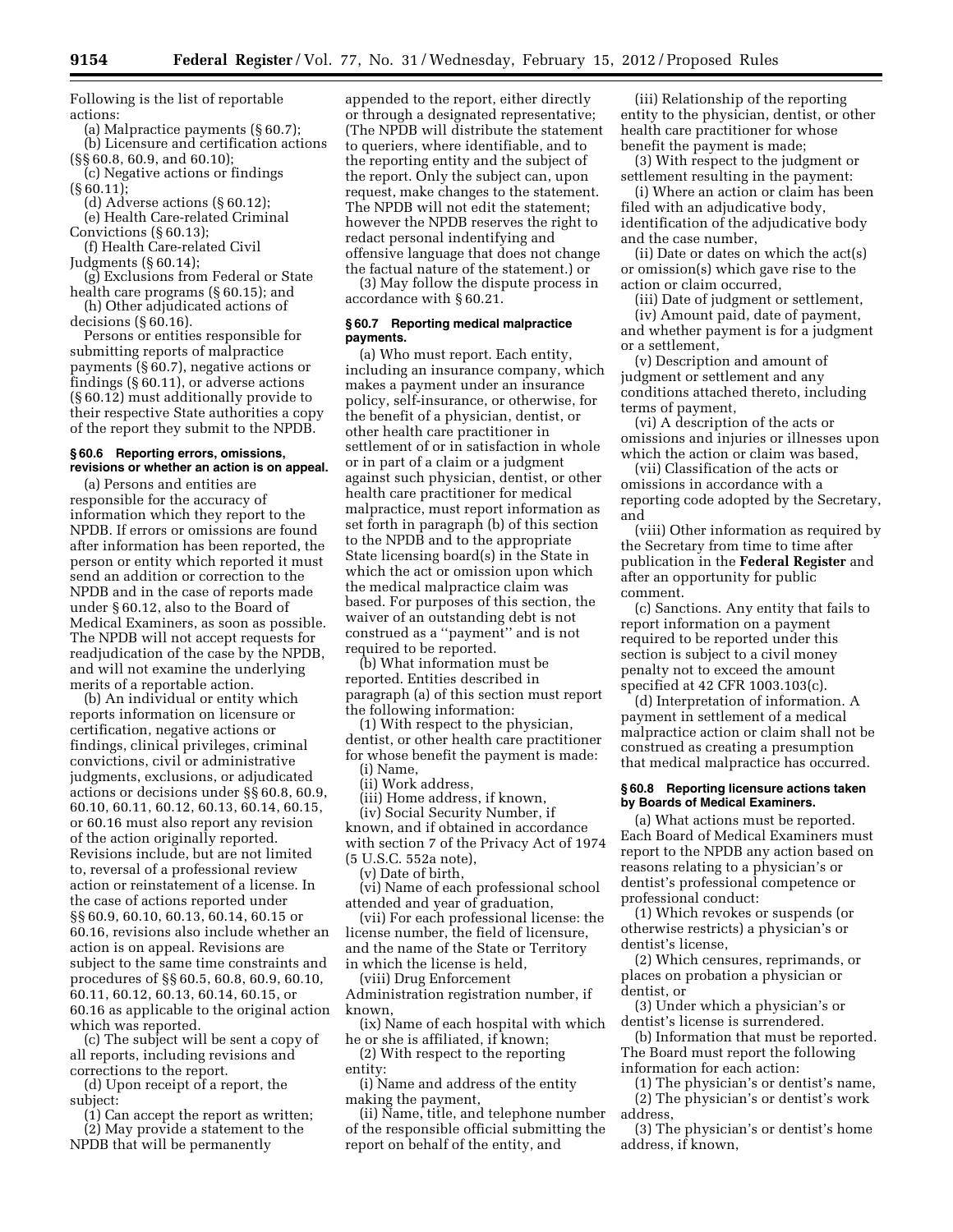Following is the list of reportable actions:

(a) Malpractice payments (§ 60.7);

(b) Licensure and certification actions (§§ 60.8, 60.9, and 60.10);

(c) Negative actions or findings (§ 60.11);

(d) Adverse actions (§ 60.12);

(e) Health Care-related Criminal Convictions (§ 60.13);

(f) Health Care-related Civil Judgments (§ 60.14);

(g) Exclusions from Federal or State health care programs (§ 60.15); and

(h) Other adjudicated actions of decisions (§ 60.16).

Persons or entities responsible for submitting reports of malpractice payments (§ 60.7), negative actions or findings (§ 60.11), or adverse actions (§ 60.12) must additionally provide to their respective State authorities a copy of the report they submit to the NPDB.

### § 60.6 Reporting errors, omissions, revisions or whether an action is on appeal.

(a) Persons and entities are responsible for the accuracy of information which they report to the NPDB. If errors or omissions are found after information has been reported, the person or entity which reported it must send an addition or correction to the NPDB and in the case of reports made under § 60.12, also to the Board of Medical Examiners, as soon as possible. The NPDB will not accept requests for readjudication of the case by the NPDB, and will not examine the underlying merits of a reportable action.

(b) An individual or entity which reports information on licensure or certification, negative actions or findings, clinical privileges, criminal convictions, civil or administrative judgments, exclusions, or adjudicated actions or decisions under §§ 60.8, 60.9, 60.10, 60.11, 60.12, 60.13, 60.14, 60.15, or 60.16 must also report any revision of the action originally reported. Revisions include, but are not limited to, reversal of a professional review action or reinstatement of a license. In the case of actions reported under §§ 60.9, 60.10, 60.13, 60.14, 60.15 or 60.16, revisions also include whether an action is on appeal. Revisions are subject to the same time constraints and procedures of §§ 60.5, 60.8, 60.9, 60.10, 60.11, 60.12, 60.13, 60.14, 60.15, or 60.16 as applicable to the original action which was reported.

(c) The subject will be sent a copy of all reports, including revisions and corrections to the report.

(d) Upon receipt of a report, the subject:

(1) Can accept the report as written;

(2) May provide a statement to the NPDB that will be permanently appended to the report, either directly or through a designated representative; (The NPDB will distribute the statement to queriers, where identifiable, and to the reporting entity and the subject of the report. Only the subject can, upon request, make changes to the statement. The NPDB will not edit the statement; however the NPDB reserves the right to redact personal indentifying and offensive language that does not change the factual nature of the statement.) or

(3) May follow the dispute process in accordance with § 60.21.

### § 60.7 Reporting medical malpractice payments.

(a) Who must report. Each entity, including an insurance company, which makes a payment under an insurance policy, self-insurance, or otherwise, for the benefit of a physician, dentist, or other health care practitioner in settlement of or in satisfaction in whole or in part of a claim or a judgment against such physician, dentist, or other health care practitioner for medical malpractice, must report information as set forth in paragraph (b) of this section to the NPDB and to the appropriate State licensing board(s) in the State in which the act or omission upon which the medical malpractice claim was based. For purposes of this section, the waiver of an outstanding debt is not construed as a "payment" and is not required to be reported.

(b) What information must be reported. Entities described in paragraph (a) of this section must report the following information:

(1) With respect to the physician, dentist, or other health care practitioner for whose benefit the payment is made:

(i) Name,

(ii) Work address,

(iii) Home address, if known,

(iv) Social Security Number, if known, and if obtained in accordance with section 7 of the Privacy Act of 1974 (5 U.S.C. 552a note),

(v) Date of birth,

(vi) Name of each professional school attended and year of graduation,

(vii) For each professional license: the license number, the field of licensure, and the name of the State or Territory in which the license is held,

(viii) Drug Enforcement Administration registration number, if known,

(ix) Name of each hospital with which he or she is affiliated, if known;

(2) With respect to the reporting entity:

(i) Name and address of the entity making the payment,

(ii) Name, title, and telephone number of the responsible official submitting the report on behalf of the entity, and

(iii) Relationship of the reporting entity to the physician, dentist, or other health care practitioner for whose benefit the payment is made;

(3) With respect to the judgment or settlement resulting in the payment:

(i) Where an action or claim has been filed with an adjudicative body, identification of the adjudicative body and the case number,

(ii) Date or dates on which the act(s) or omission(s) which gave rise to the action or claim occurred,

(iii) Date of judgment or settlement,

(iv) Amount paid, date of payment, and whether payment is for a judgment or a settlement,

(v) Description and amount of judgment or settlement and any conditions attached thereto, including terms of payment,

(vi) A description of the acts or omissions and injuries or illnesses upon which the action or claim was based,

(vii) Classification of the acts or omissions in accordance with a reporting code adopted by the Secretary, and

(viii) Other information as required by the Secretary from time to time after publication in the **Federal Register** and after an opportunity for public comment.

(c) Sanctions. Any entity that fails to report information on a payment required to be reported under this section is subject to a civil money penalty not to exceed the amount specified at 42 CFR 1003.103(c).

(d) Interpretation of information. A payment in settlement of a medical malpractice action or claim shall not be construed as creating a presumption that medical malpractice has occurred.

### § 60.8 Reporting licensure actions taken by Boards of Medical Examiners.

(a) What actions must be reported. Each Board of Medical Examiners must report to the NPDB any action based on reasons relating to a physician's or dentist's professional competence or professional conduct:

(1) Which revokes or suspends (or otherwise restricts) a physician's or dentist's license,

(2) Which censures, reprimands, or places on probation a physician or dentist, or

(3) Under which a physician's or dentist's license is surrendered.

(b) Information that must be reported. The Board must report the following information for each action:

(1) The physician's or dentist's name,

(2) The physician's or dentist's work address,

(3) The physician's or dentist's home address, if known,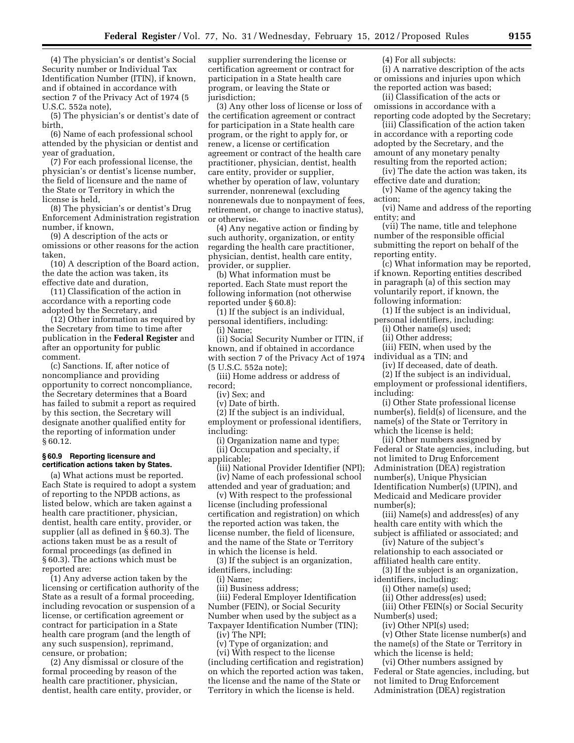(4) The physician's or dentist's Social Security number or Individual Tax Identification Number (ITIN), if known, and if obtained in accordance with section 7 of the Privacy Act of 1974 (5 U.S.C. 552a note),

(5) The physician's or dentist's date of birth,

(6) Name of each professional school attended by the physician or dentist and year of graduation,

(7) For each professional license, the physician's or dentist's license number, the field of licensure and the name of the State or Territory in which the license is held,

(8) The physician's or dentist's Drug Enforcement Administration registration number, if known,

(9) A description of the acts or omissions or other reasons for the action taken,

(10) A description of the Board action, the date the action was taken, its effective date and duration,

(11) Classification of the action in accordance with a reporting code adopted by the Secretary, and

(12) Other information as required by the Secretary from time to time after publication in the **Federal Register** and after an opportunity for public comment.

(c) Sanctions. If, after notice of noncompliance and providing opportunity to correct noncompliance, the Secretary determines that a Board has failed to submit a report as required by this section, the Secretary will designate another qualified entity for the reporting of information under § 60.12.

#### § 60.9 Reporting licensure and certification actions taken by States.

(a) What actions must be reported. Each State is required to adopt a system of reporting to the NPDB actions, as listed below, which are taken against a health care practitioner, physician, dentist, health care entity, provider, or supplier (all as defined in § 60.3). The actions taken must be as a result of formal proceedings (as defined in § 60.3). The actions which must be reported are:

(1) Any adverse action taken by the licensing or certification authority of the State as a result of a formal proceeding, including revocation or suspension of a license, or certification agreement or contract for participation in a State health care program (and the length of any such suspension), reprimand, censure, or probation;

(2) Any dismissal or closure of the formal proceeding by reason of the health care practitioner, physician, dentist, health care entity, provider, or supplier surrendering the license or certification agreement or contract for participation in a State health care program, or leaving the State or jurisdiction;

(3) Any other loss of license or loss of the certification agreement or contract for participation in a State health care program, or the right to apply for, or renew, a license or certification agreement or contract of the health care practitioner, physician, dentist, health care entity, provider or supplier, whether by operation of law, voluntary surrender, nonrenewal (excluding nonrenewals due to nonpayment of fees, retirement, or change to inactive status), or otherwise.

(4) Any negative action or finding by such authority, organization, or entity regarding the health care practitioner, physician, dentist, health care entity, provider, or supplier.

(b) What information must be reported. Each State must report the following information (not otherwise reported under § 60.8):

(1) If the subject is an individual, personal identifiers, including:

(i) Name;

(ii) Social Security Number or ITIN, if known, and if obtained in accordance with section 7 of the Privacy Act of 1974 (5 U.S.C. 552a note);

(iii) Home address or address of record;

(iv) Sex; and

(v) Date of birth.

(2) If the subject is an individual, employment or professional identifiers, including:

(i) Organization name and type;

(ii) Occupation and specialty, if applicable;

(iii) National Provider Identifier (NPI);

(iv) Name of each professional school attended and year of graduation; and

(v) With respect to the professional license (including professional certification and registration) on which the reported action was taken, the license number, the field of licensure, and the name of the State or Territory in which the license is held.

(3) If the subject is an organization, identifiers, including:

(i) Name;

(ii) Business address;

(iii) Federal Employer Identification Number (FEIN), or Social Security Number when used by the subject as a Taxpayer Identification Number (TIN);

(iv) The NPI;

(v) Type of organization; and

(vi) With respect to the license (including certification and registration) on which the reported action was taken, the license and the name of the State or Territory in which the license is held.

(4) For all subjects:

(i) A narrative description of the acts or omissions and injuries upon which the reported action was based;

(ii) Classification of the acts or omissions in accordance with a reporting code adopted by the Secretary;

(iii) Classification of the action taken in accordance with a reporting code adopted by the Secretary, and the amount of any monetary penalty resulting from the reported action;

(iv) The date the action was taken, its effective date and duration;

(v) Name of the agency taking the action;

(vi) Name and address of the reporting entity; and

(vii) The name, title and telephone number of the responsible official submitting the report on behalf of the reporting entity.

(c) What information may be reported, if known. Reporting entities described in paragraph (a) of this section may voluntarily report, if known, the following information:

(1) If the subject is an individual, personal identifiers, including:

(i) Other name(s) used;

(ii) Other address;

(iii) FEIN, when used by the individual as a TIN; and

(iv) If deceased, date of death.

(2) If the subject is an individual, employment or professional identifiers, including:

(i) Other State professional license number(s), field(s) of licensure, and the name(s) of the State or Territory in which the license is held;

(ii) Other numbers assigned by Federal or State agencies, including, but not limited to Drug Enforcement Administration (DEA) registration number(s), Unique Physician Identification Number(s) (UPIN), and Medicaid and Medicare provider number(s);

(iii) Name(s) and address(es) of any health care entity with which the subject is affiliated or associated; and

(iv) Nature of the subject's relationship to each associated or affiliated health care entity.

(3) If the subject is an organization, identifiers, including:

(i) Other name(s) used;

(ii) Other address(es) used;

(iii) Other FEIN(s) or Social Security Number(s) used;

(iv) Other NPI(s) used;

(v) Other State license number(s) and the name(s) of the State or Territory in which the license is held;

(vi) Other numbers assigned by Federal or State agencies, including, but not limited to Drug Enforcement Administration (DEA) registration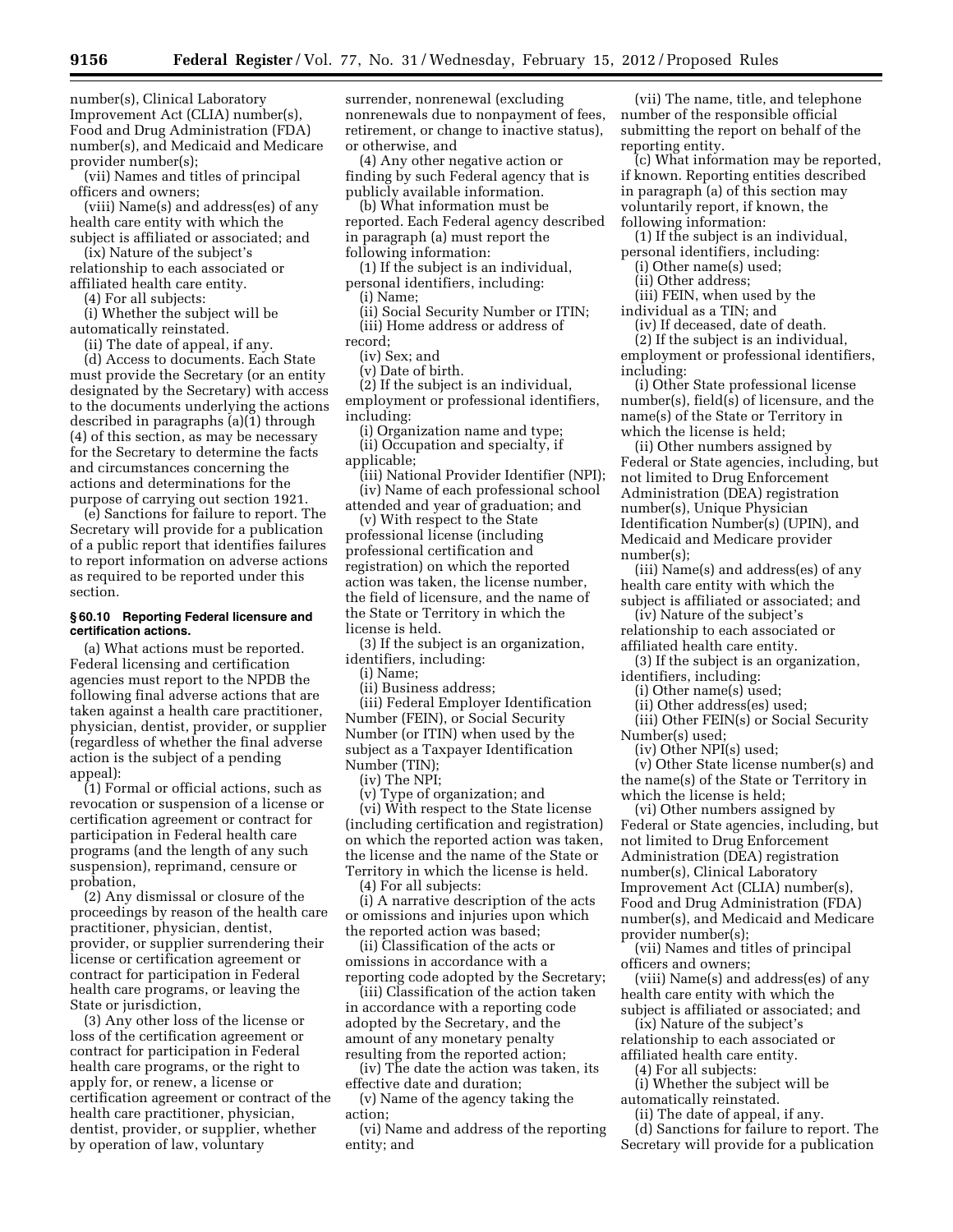number(s), Clinical Laboratory Improvement Act (CLIA) number(s), Food and Drug Administration (FDA) number(s), and Medicaid and Medicare provider number(s);

(vii) Names and titles of principal officers and owners;

(viii) Name(s) and address(es) of any health care entity with which the subject is affiliated or associated; and

(ix) Nature of the subject's relationship to each associated or affiliated health care entity.

(4) For all subjects:

(i) Whether the subject will be automatically reinstated.

(ii) The date of appeal, if any.

(d) *Access to documents.* Each State must provide the Secretary (or an entity designated by the Secretary) with access to the documents underlying the actions described in paragraphs (a)(1) through (4) of this section, as may be necessary for the Secretary to determine the facts and circumstances concerning the actions and determinations for the purpose of carrying out section 1921.

(e) *Sanctions for failure to report.* The Secretary will provide for a publication of a public report that identifies failures to report information on adverse actions as required to be reported under this section.

### § 60.10 Reporting Federal licensure and certification actions.

(a) *What actions must be reported.* Federal licensing and certification agencies must report to the NPDB the following final adverse actions that are taken against a health care practitioner, physician, dentist, provider, or supplier (regardless of whether the final adverse action is the subject of a pending appeal):

(1) Formal or official actions, such as revocation or suspension of a license or certification agreement or contract for participation in Federal health care programs (and the length of any such suspension), reprimand, censure or probation,

(2) Any dismissal or closure of the proceedings by reason of the health care practitioner, physician, dentist, provider, or supplier surrendering their license or certification agreement or contract for participation in Federal health care programs, or leaving the State or jurisdiction,

(3) Any other loss of the license or loss of the certification agreement or contract for participation in Federal health care programs, or the right to apply for, or renew, a license or certification agreement or contract of the health care practitioner, physician, dentist, provider, or supplier, whether by operation of law, voluntary surrender, nonrenewal (excluding nonrenewals due to nonpayment of fees, retirement, or change to inactive status), or otherwise, and

(4) Any other negative action or finding by such Federal agency that is publicly available information.

(b) *What information must be reported.* Each Federal agency described in paragraph (a) must report the following information:

(1) If the subject is an individual, personal identifiers, including:

(i) Name;

(ii) Social Security Number or ITIN;

(iii) Home address or address of record;

(iv) Sex; and

(v) Date of birth.

(2) If the subject is an individual, employment or professional identifiers, including:

(i) Organization name and type;

(ii) Occupation and specialty, if applicable;

(iii) National Provider Identifier (NPI);

(iv) Name of each professional school attended and year of graduation; and

(v) With respect to the State professional license (including professional certification and registration) on which the reported action was taken, the license number, the field of licensure, and the name of the State or Territory in which the license is held.

(3) If the subject is an organization, identifiers, including:

(i) Name;

(ii) Business address;

(iii) Federal Employer Identification Number (FEIN), or Social Security Number (or ITIN) when used by the subject as a Taxpayer Identification Number (TIN);

(iv) The NPI;

(v) Type of organization; and

(vi) With respect to the State license (including certification and registration) on which the reported action was taken, the license and the name of the State or Territory in which the license is held.

(4) For all subjects:

(i) A narrative description of the acts or omissions and injuries upon which the reported action was based;

(ii) Classification of the acts or omissions in accordance with a reporting code adopted by the Secretary;

(iii) Classification of the action taken in accordance with a reporting code adopted by the Secretary, and the amount of any monetary penalty resulting from the reported action;

(iv) The date the action was taken, its effective date and duration;

(v) Name of the agency taking the action;

(vi) Name and address of the reporting entity; and

(vii) The name, title, and telephone number of the responsible official submitting the report on behalf of the reporting entity.

(c) *What information may be reported, if known.* Reporting entities described in paragraph (a) of this section may voluntarily report, if known, the following information:

(1) If the subject is an individual, personal identifiers, including:

(i) Other name(s) used;

(ii) Other address;

(iii) FEIN, when used by the individual as a TIN; and

(iv) If deceased, date of death.

(2) If the subject is an individual, employment or professional identifiers, including:

(i) Other State professional license number(s), field(s) of licensure, and the name(s) of the State or Territory in which the license is held;

(ii) Other numbers assigned by Federal or State agencies, including, but not limited to Drug Enforcement Administration (DEA) registration number(s), Unique Physician Identification Number(s) (UPIN), and Medicaid and Medicare provider number(s);

(iii) Name(s) and address(es) of any health care entity with which the subject is affiliated or associated; and

(iv) Nature of the subject's relationship to each associated or affiliated health care entity.

(3) If the subject is an organization, identifiers, including:

(i) Other name(s) used;

(ii) Other address(es) used;

(iii) Other FEIN(s) or Social Security Number(s) used;

(iv) Other NPI(s) used;

(v) Other State license number(s) and the name(s) of the State or Territory in which the license is held;

(vi) Other numbers assigned by Federal or State agencies, including, but not limited to Drug Enforcement Administration (DEA) registration number(s), Clinical Laboratory Improvement Act (CLIA) number(s), Food and Drug Administration (FDA) number(s), and Medicaid and Medicare provider number(s);

(vii) Names and titles of principal officers and owners;

(viii) Name(s) and address(es) of any health care entity with which the subject is affiliated or associated; and

(ix) Nature of the subject's relationship to each associated or affiliated health care entity.

(4) For all subjects:

(i) Whether the subject will be automatically reinstated.

(ii) The date of appeal, if any.

(d) *Sanctions for failure to report.* The Secretary will provide for a publication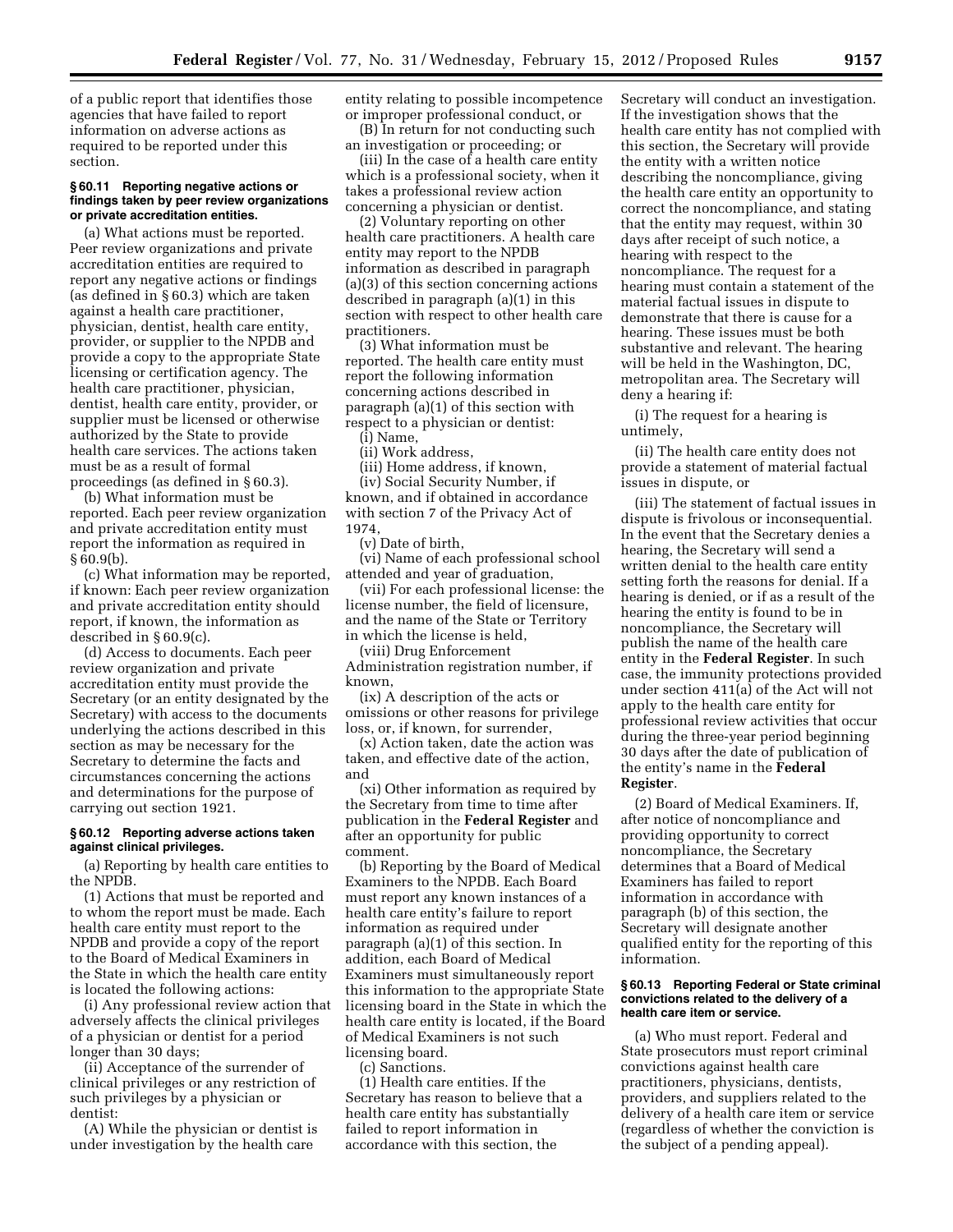of a public report that identifies those agencies that have failed to report information on adverse actions as required to be reported under this section.

#### § 60.11 Reporting negative actions or findings taken by peer review organizations or private accreditation entities.

(a) What actions must be reported. Peer review organizations and private accreditation entities are required to report any negative actions or findings (as defined in § 60.3) which are taken against a health care practitioner, physician, dentist, health care entity, provider, or supplier to the NPDB and provide a copy to the appropriate State licensing or certification agency. The health care practitioner, physician, dentist, health care entity, provider, or supplier must be licensed or otherwise authorized by the State to provide health care services. The actions taken must be as a result of formal proceedings (as defined in § 60.3).

(b) What information must be reported. Each peer review organization and private accreditation entity must report the information as required in § 60.9(b).

(c) What information may be reported, if known: Each peer review organization and private accreditation entity should report, if known, the information as described in § 60.9(c).

(d) Access to documents. Each peer review organization and private accreditation entity must provide the Secretary (or an entity designated by the Secretary) with access to the documents underlying the actions described in this section as may be necessary for the Secretary to determine the facts and circumstances concerning the actions and determinations for the purpose of carrying out section 1921.

#### § 60.12 Reporting adverse actions taken against clinical privileges.

(a) Reporting by health care entities to the NPDB.

(1) Actions that must be reported and to whom the report must be made. Each health care entity must report to the NPDB and provide a copy of the report to the Board of Medical Examiners in the State in which the health care entity is located the following actions:

(i) Any professional review action that adversely affects the clinical privileges of a physician or dentist for a period longer than 30 days;

(ii) Acceptance of the surrender of clinical privileges or any restriction of such privileges by a physician or dentist:

(A) While the physician or dentist is under investigation by the health care entity relating to possible incompetence or improper professional conduct, or

(B) In return for not conducting such an investigation or proceeding; or

(iii) In the case of a health care entity which is a professional society, when it takes a professional review action concerning a physician or dentist.

(2) Voluntary reporting on other health care practitioners. A health care entity may report to the NPDB information as described in paragraph (a)(3) of this section concerning actions described in paragraph (a)(1) in this section with respect to other health care practitioners.

(3) What information must be reported. The health care entity must report the following information concerning actions described in paragraph (a)(1) of this section with respect to a physician or dentist:

(i) Name,

(ii) Work address,

(iii) Home address, if known,

(iv) Social Security Number, if known, and if obtained in accordance with section 7 of the Privacy Act of 1974,

(v) Date of birth,

(vi) Name of each professional school attended and year of graduation,

(vii) For each professional license: the license number, the field of licensure, and the name of the State or Territory in which the license is held,

(viii) Drug Enforcement Administration registration number, if known,

(ix) A description of the acts or omissions or other reasons for privilege loss, or, if known, for surrender,

(x) Action taken, date the action was taken, and effective date of the action, and

(xi) Other information as required by the Secretary from time to time after publication in the **Federal Register** and after an opportunity for public comment.

(b) Reporting by the Board of Medical Examiners to the NPDB. Each Board must report any known instances of a health care entity's failure to report information as required under paragraph (a)(1) of this section. In addition, each Board of Medical Examiners must simultaneously report this information to the appropriate State licensing board in the State in which the health care entity is located, if the Board of Medical Examiners is not such licensing board.

(c) Sanctions.

(1) Health care entities. If the Secretary has reason to believe that a health care entity has substantially failed to report information in accordance with this section, the Secretary will conduct an investigation. If the investigation shows that the health care entity has not complied with this section, the Secretary will provide the entity with a written notice describing the noncompliance, giving the health care entity an opportunity to correct the noncompliance, and stating that the entity may request, within 30 days after receipt of such notice, a hearing with respect to the noncompliance. The request for a hearing must contain a statement of the material factual issues in dispute to demonstrate that there is cause for a hearing. These issues must be both substantive and relevant. The hearing will be held in the Washington, DC, metropolitan area. The Secretary will deny a hearing if:

(i) The request for a hearing is untimely,

(ii) The health care entity does not provide a statement of material factual issues in dispute, or

(iii) The statement of factual issues in dispute is frivolous or inconsequential. In the event that the Secretary denies a hearing, the Secretary will send a written denial to the health care entity setting forth the reasons for denial. If a hearing is denied, or if as a result of the hearing the entity is found to be in noncompliance, the Secretary will publish the name of the health care entity in the **Federal Register**. In such case, the immunity protections provided under section 411(a) of the Act will not apply to the health care entity for professional review activities that occur during the three-year period beginning 30 days after the date of publication of the entity's name in the **Federal Register**.

(2) Board of Medical Examiners. If, after notice of noncompliance and providing opportunity to correct noncompliance, the Secretary determines that a Board of Medical Examiners has failed to report information in accordance with paragraph (b) of this section, the Secretary will designate another qualified entity for the reporting of this information.

#### § 60.13 Reporting Federal or State criminal convictions related to the delivery of a health care item or service.

(a) Who must report. Federal and State prosecutors must report criminal convictions against health care practitioners, physicians, dentists, providers, and suppliers related to the delivery of a health care item or service (regardless of whether the conviction is the subject of a pending appeal).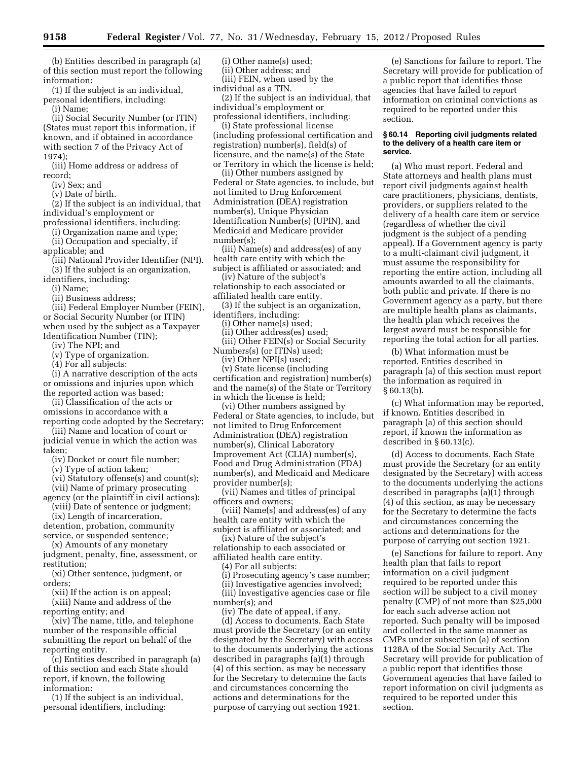(b) Entities described in paragraph (a) of this section must report the following information:

(1) If the subject is an individual, personal identifiers, including:

(i) Name;

(ii) Social Security Number (or ITIN) (States must report this information, if known, and if obtained in accordance with section 7 of the Privacy Act of 1974);

(iii) Home address or address of record;

(iv) Sex; and

(v) Date of birth.

(2) If the subject is an individual, that individual's employment or professional identifiers, including:

(i) Organization name and type;

(ii) Occupation and specialty, if applicable; and

(iii) National Provider Identifier (NPI).

(3) If the subject is an organization, identifiers, including:

(i) Name;

(ii) Business address;

(iii) Federal Employer Number (FEIN), or Social Security Number (or ITIN) when used by the subject as a Taxpayer Identification Number (TIN);

(iv) The NPI; and

(v) Type of organization.

(4) For all subjects:

(i) A narrative description of the acts or omissions and injuries upon which the reported action was based;

(ii) Classification of the acts or omissions in accordance with a reporting code adopted by the Secretary;

(iii) Name and location of court or judicial venue in which the action was taken;

(iv) Docket or court file number;

(v) Type of action taken;

(vi) Statutory offense(s) and count(s);

(vii) Name of primary prosecuting agency (or the plaintiff in civil actions);

(viii) Date of sentence or judgment;

(ix) Length of incarceration, detention, probation, community service, or suspended sentence;

(x) Amounts of any monetary judgment, penalty, fine, assessment, or restitution;

(xi) Other sentence, judgment, or orders;

(xii) If the action is on appeal;

(xiii) Name and address of the reporting entity; and

(xiv) The name, title, and telephone number of the responsible official submitting the report on behalf of the reporting entity.

(c) Entities described in paragraph (a) of this section and each State should report, if known, the following information:

(1) If the subject is an individual, personal identifiers, including:

(i) Other name(s) used;

(ii) Other address; and

(iii) FEIN, when used by the individual as a TIN.

(2) If the subject is an individual, that individual's employment or professional identifiers, including:

(i) State professional license (including professional certification and registration) number(s), field(s) of licensure, and the name(s) of the State or Territory in which the license is held;

(ii) Other numbers assigned by Federal or State agencies, to include, but not limited to Drug Enforcement Administration (DEA) registration number(s), Unique Physician Identification Number(s) (UPIN), and Medicaid and Medicare provider number(s);

(iii) Name(s) and address(es) of any health care entity with which the subject is affiliated or associated; and

(iv) Nature of the subject's relationship to each associated or affiliated health care entity.

(3) If the subject is an organization, identifiers, including:

(i) Other name(s) used;

(ii) Other address(es) used;

(iii) Other FEIN(s) or Social Security Numbers(s) (or ITINs) used;

(iv) Other NPI(s) used;

(v) State license (including certification and registration) number(s) and the name(s) of the State or Territory in which the license is held;

(vi) Other numbers assigned by Federal or State agencies, to include, but not limited to Drug Enforcement Administration (DEA) registration number(s), Clinical Laboratory Improvement Act (CLIA) number(s), Food and Drug Administration (FDA) number(s), and Medicaid and Medicare provider number(s);

(vii) Names and titles of principal officers and owners;

(viii) Name(s) and address(es) of any health care entity with which the subject is affiliated or associated; and

(ix) Nature of the subject's relationship to each associated or affiliated health care entity.

(4) For all subjects:

(i) Prosecuting agency's case number;

(ii) Investigative agencies involved;

(iii) Investigative agencies case or file number(s); and

(iv) The date of appeal, if any.

(d) Access to documents. Each State must provide the Secretary (or an entity designated by the Secretary) with access to the documents underlying the actions described in paragraphs (a)(1) through (4) of this section, as may be necessary for the Secretary to determine the facts and circumstances concerning the actions and determinations for the purpose of carrying out section 1921.

(e) Sanctions for failure to report. The Secretary will provide for publication of a public report that identifies those agencies that have failed to report information on criminal convictions as required to be reported under this section.

**§ 60.14 Reporting civil judgments related to the delivery of a health care item or service.**

(a) Who must report. Federal and State attorneys and health plans must report civil judgments against health care practitioners, physicians, dentists, providers, or suppliers related to the delivery of a health care item or service (regardless of whether the civil judgment is the subject of a pending appeal). If a Government agency is party to a multi-claimant civil judgment, it must assume the responsibility for reporting the entire action, including all amounts awarded to all the claimants, both public and private. If there is no Government agency as a party, but there are multiple health plans as claimants, the health plan which receives the largest award must be responsible for reporting the total action for all parties.

(b) What information must be reported. Entities described in paragraph (a) of this section must report the information as required in § 60.13(b).

(c) What information may be reported, if known. Entities described in paragraph (a) of this section should report, if known the information as described in § 60.13(c).

(d) Access to documents. Each State must provide the Secretary (or an entity designated by the Secretary) with access to the documents underlying the actions described in paragraphs (a)(1) through (4) of this section, as may be necessary for the Secretary to determine the facts and circumstances concerning the actions and determinations for the purpose of carrying out section 1921.

(e) Sanctions for failure to report. Any health plan that fails to report information on a civil judgment required to be reported under this section will be subject to a civil money penalty (CMP) of not more than $25,000 for each such adverse action not reported. Such penalty will be imposed and collected in the same manner as CMPs under subsection (a) of section 1128A of the Social Security Act. The Secretary will provide for publication of a public report that identifies those Government agencies that have failed to report information on civil judgments as required to be reported under this section.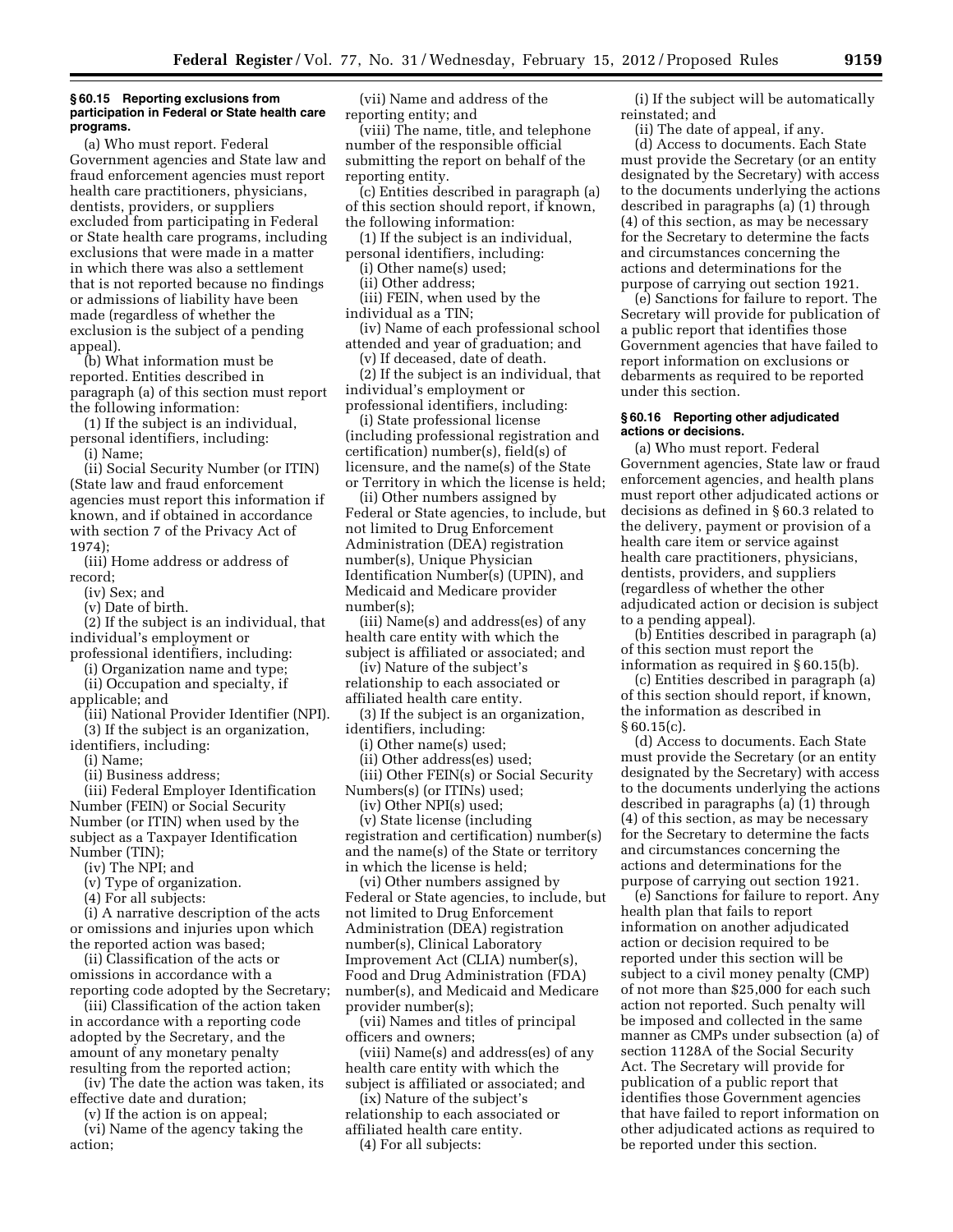### § 60.15 Reporting exclusions from participation in Federal or State health care programs.

(a) Who must report. Federal Government agencies and State law and fraud enforcement agencies must report health care practitioners, physicians, dentists, providers, or suppliers excluded from participating in Federal or State health care programs, including exclusions that were made in a matter in which there was also a settlement that is not reported because no findings or admissions of liability have been made (regardless of whether the exclusion is the subject of a pending appeal).

(b) What information must be reported. Entities described in paragraph (a) of this section must report the following information:

(1) If the subject is an individual, personal identifiers, including:

(i) Name;

(ii) Social Security Number (or ITIN) (State law and fraud enforcement agencies must report this information if known, and if obtained in accordance with section 7 of the Privacy Act of 1974);

(iii) Home address or address of record;

(iv) Sex; and

(v) Date of birth.

(2) If the subject is an individual, that individual's employment or professional identifiers, including:

(i) Organization name and type;

(ii) Occupation and specialty, if applicable; and

(iii) National Provider Identifier (NPI).

(3) If the subject is an organization, identifiers, including:

(i) Name;

(ii) Business address;

(iii) Federal Employer Identification Number (FEIN) or Social Security Number (or ITIN) when used by the subject as a Taxpayer Identification Number (TIN);

(iv) The NPI; and

(v) Type of organization.

(4) For all subjects:

(i) A narrative description of the acts or omissions and injuries upon which the reported action was based;

(ii) Classification of the acts or omissions in accordance with a reporting code adopted by the Secretary;

(iii) Classification of the action taken in accordance with a reporting code adopted by the Secretary, and the amount of any monetary penalty resulting from the reported action;

(iv) The date the action was taken, its effective date and duration;

(v) If the action is on appeal;

(vi) Name of the agency taking the action;

(vii) Name and address of the reporting entity; and

(viii) The name, title, and telephone number of the responsible official submitting the report on behalf of the reporting entity.

(c) Entities described in paragraph (a) of this section should report, if known, the following information:

(1) If the subject is an individual, personal identifiers, including:

(i) Other name(s) used;

(ii) Other address;

(iii) FEIN, when used by the individual as a TIN;

(iv) Name of each professional school attended and year of graduation; and

(v) If deceased, date of death.

(2) If the subject is an individual, that individual's employment or professional identifiers, including:

(i) State professional license (including professional registration and certification) number(s), field(s) of licensure, and the name(s) of the State or Territory in which the license is held;

(ii) Other numbers assigned by Federal or State agencies, to include, but not limited to Drug Enforcement Administration (DEA) registration number(s), Unique Physician Identification Number(s) (UPIN), and Medicaid and Medicare provider number(s);

(iii) Name(s) and address(es) of any health care entity with which the subject is affiliated or associated; and

(iv) Nature of the subject's relationship to each associated or affiliated health care entity.

(3) If the subject is an organization, identifiers, including:

(i) Other name(s) used;

(ii) Other address(es) used;

(iii) Other FEIN(s) or Social Security Numbers(s) (or ITINs) used;

(iv) Other NPI(s) used;

(v) State license (including registration and certification) number(s) and the name(s) of the State or territory in which the license is held;

(vi) Other numbers assigned by Federal or State agencies, to include, but not limited to Drug Enforcement Administration (DEA) registration number(s), Clinical Laboratory Improvement Act (CLIA) number(s), Food and Drug Administration (FDA) number(s), and Medicaid and Medicare provider number(s);

(vii) Names and titles of principal officers and owners;

(viii) Name(s) and address(es) of any health care entity with which the subject is affiliated or associated; and

(ix) Nature of the subject's relationship to each associated or affiliated health care entity.

(4) For all subjects:

(i) If the subject will be automatically reinstated; and

(ii) The date of appeal, if any.

(d) Access to documents. Each State must provide the Secretary (or an entity designated by the Secretary) with access to the documents underlying the actions described in paragraphs (a) (1) through (4) of this section, as may be necessary for the Secretary to determine the facts and circumstances concerning the actions and determinations for the purpose of carrying out section 1921.

(e) Sanctions for failure to report. The Secretary will provide for publication of a public report that identifies those Government agencies that have failed to report information on exclusions or debarments as required to be reported under this section.

### § 60.16 Reporting other adjudicated actions or decisions.

(a) Who must report. Federal Government agencies, State law or fraud enforcement agencies, and health plans must report other adjudicated actions or decisions as defined in § 60.3 related to the delivery, payment or provision of a health care item or service against health care practitioners, physicians, dentists, providers, and suppliers (regardless of whether the other adjudicated action or decision is subject to a pending appeal).

(b) Entities described in paragraph (a) of this section must report the information as required in § 60.15(b).

(c) Entities described in paragraph (a) of this section should report, if known, the information as described in § 60.15(c).

(d) Access to documents. Each State must provide the Secretary (or an entity designated by the Secretary) with access to the documents underlying the actions described in paragraphs (a) (1) through (4) of this section, as may be necessary for the Secretary to determine the facts and circumstances concerning the actions and determinations for the purpose of carrying out section 1921.

(e) Sanctions for failure to report. Any health plan that fails to report information on another adjudicated action or decision required to be reported under this section will be subject to a civil money penalty (CMP) of not more than $25,000 for each such action not reported. Such penalty will be imposed and collected in the same manner as CMPs under subsection (a) of section 1128A of the Social Security Act. The Secretary will provide for publication of a public report that identifies those Government agencies that have failed to report information on other adjudicated actions as required to be reported under this section.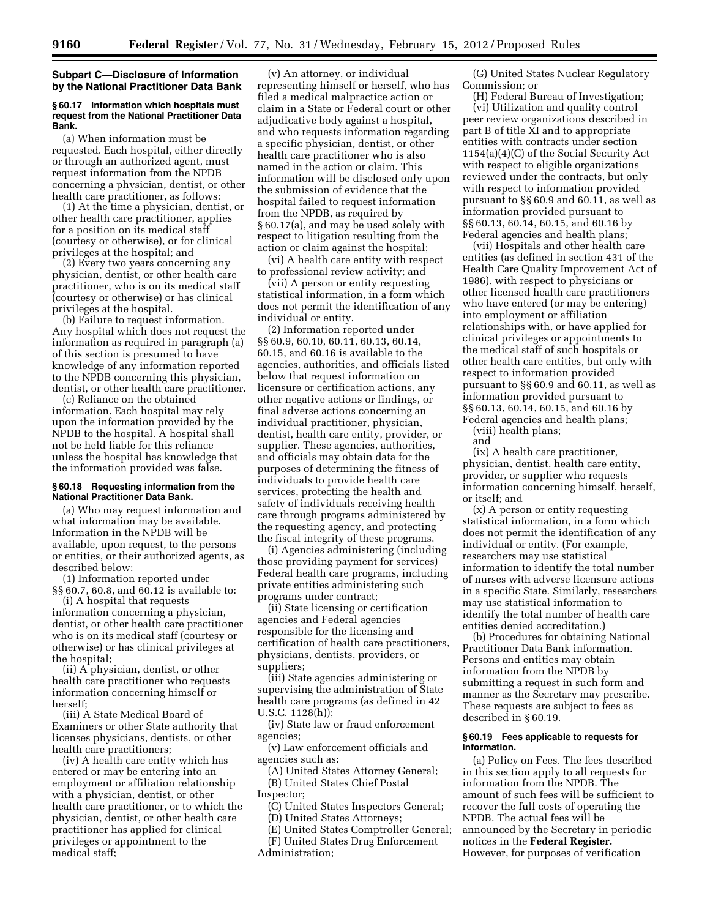### Subpart C—Disclosure of Information by the National Practitioner Data Bank

#### § 60.17 Information which hospitals must request from the National Practitioner Data Bank.

(a) *When information must be requested.* Each hospital, either directly or through an authorized agent, must request information from the NPDB concerning a physician, dentist, or other health care practitioner, as follows:

(1) At the time a physician, dentist, or other health care practitioner, applies for a position on its medical staff (courtesy or otherwise), or for clinical privileges at the hospital; and

(2) Every two years concerning any physician, dentist, or other health care practitioner, who is on its medical staff (courtesy or otherwise) or has clinical privileges at the hospital.

(b) *Failure to request information.* Any hospital which does not request the information as required in paragraph (a) of this section is presumed to have knowledge of any information reported to the NPDB concerning this physician, dentist, or other health care practitioner.

(c) *Reliance on the obtained information.* Each hospital may rely upon the information provided by the NPDB to the hospital. A hospital shall not be held liable for this reliance unless the hospital has knowledge that the information provided was false.

#### § 60.18 Requesting information from the National Practitioner Data Bank.

(a) *Who may request information and what information may be available.* Information in the NPDB will be available, upon request, to the persons or entities, or their authorized agents, as described below:

(1) Information reported under §§ 60.7, 60.8, and 60.12 is available to:

(i) A hospital that requests information concerning a physician, dentist, or other health care practitioner who is on its medical staff (courtesy or otherwise) or has clinical privileges at the hospital;

(ii) A physician, dentist, or other health care practitioner who requests information concerning himself or herself;

(iii) A State Medical Board of Examiners or other State authority that licenses physicians, dentists, or other health care practitioners;

(iv) A health care entity which has entered or may be entering into an employment or affiliation relationship with a physician, dentist, or other health care practitioner, or to which the physician, dentist, or other health care practitioner has applied for clinical privileges or appointment to the medical staff;

(v) An attorney, or individual representing himself or herself, who has filed a medical malpractice action or claim in a State or Federal court or other adjudicative body against a hospital, and who requests information regarding a specific physician, dentist, or other health care practitioner who is also named in the action or claim. This information will be disclosed only upon the submission of evidence that the hospital failed to request information from the NPDB, as required by § 60.17(a), and may be used solely with respect to litigation resulting from the action or claim against the hospital;

(vi) A health care entity with respect to professional review activity; and

(vii) A person or entity requesting statistical information, in a form which does not permit the identification of any individual or entity.

(2) Information reported under §§ 60.9, 60.10, 60.11, 60.13, 60.14, 60.15, and 60.16 is available to the agencies, authorities, and officials listed below that request information on licensure or certification actions, any other negative actions or findings, or final adverse actions concerning an individual practitioner, physician, dentist, health care entity, provider, or supplier. These agencies, authorities, and officials may obtain data for the purposes of determining the fitness of individuals to provide health care services, protecting the health and safety of individuals receiving health care through programs administered by the requesting agency, and protecting the fiscal integrity of these programs.

(i) Agencies administering (including those providing payment for services) Federal health care programs, including private entities administering such programs under contract;

(ii) State licensing or certification agencies and Federal agencies responsible for the licensing and certification of health care practitioners, physicians, dentists, providers, or suppliers;

(iii) State agencies administering or supervising the administration of State health care programs (as defined in 42 U.S.C. 1128(h));

(iv) State law or fraud enforcement agencies;

(v) Law enforcement officials and agencies such as:

(A) United States Attorney General;

(B) United States Chief Postal Inspector;

(C) United States Inspectors General;

(D) United States Attorneys;

(E) United States Comptroller General;

(F) United States Drug Enforcement Administration;

(G) United States Nuclear Regulatory Commission; or

(H) Federal Bureau of Investigation;

(vi) Utilization and quality control peer review organizations described in part B of title XI and to appropriate entities with contracts under section 1154(a)(4)(C) of the Social Security Act with respect to eligible organizations reviewed under the contracts, but only with respect to information provided pursuant to §§ 60.9 and 60.11, as well as information provided pursuant to §§ 60.13, 60.14, 60.15, and 60.16 by Federal agencies and health plans;

(vii) Hospitals and other health care entities (as defined in section 431 of the Health Care Quality Improvement Act of 1986), with respect to physicians or other licensed health care practitioners who have entered (or may be entering) into employment or affiliation relationships with, or have applied for clinical privileges or appointments to the medical staff of such hospitals or other health care entities, but only with respect to information provided pursuant to §§ 60.9 and 60.11, as well as information provided pursuant to §§ 60.13, 60.14, 60.15, and 60.16 by Federal agencies and health plans;

(viii) health plans; and

(ix) A health care practitioner, physician, dentist, health care entity, provider, or supplier who requests information concerning himself, herself, or itself; and

(x) A person or entity requesting statistical information, in a form which does not permit the identification of any individual or entity. (For example, researchers may use statistical information to identify the total number of nurses with adverse licensure actions in a specific State. Similarly, researchers may use statistical information to identify the total number of health care entities denied accreditation.)

(b) *Procedures for obtaining National Practitioner Data Bank information.* Persons and entities may obtain information from the NPDB by submitting a request in such form and manner as the Secretary may prescribe. These requests are subject to fees as described in § 60.19.

#### § 60.19 Fees applicable to requests for information.

(a) *Policy on Fees.* The fees described in this section apply to all requests for information from the NPDB. The amount of such fees will be sufficient to recover the full costs of operating the NPDB. The actual fees will be announced by the Secretary in periodic notices in the **Federal Register.** However, for purposes of verification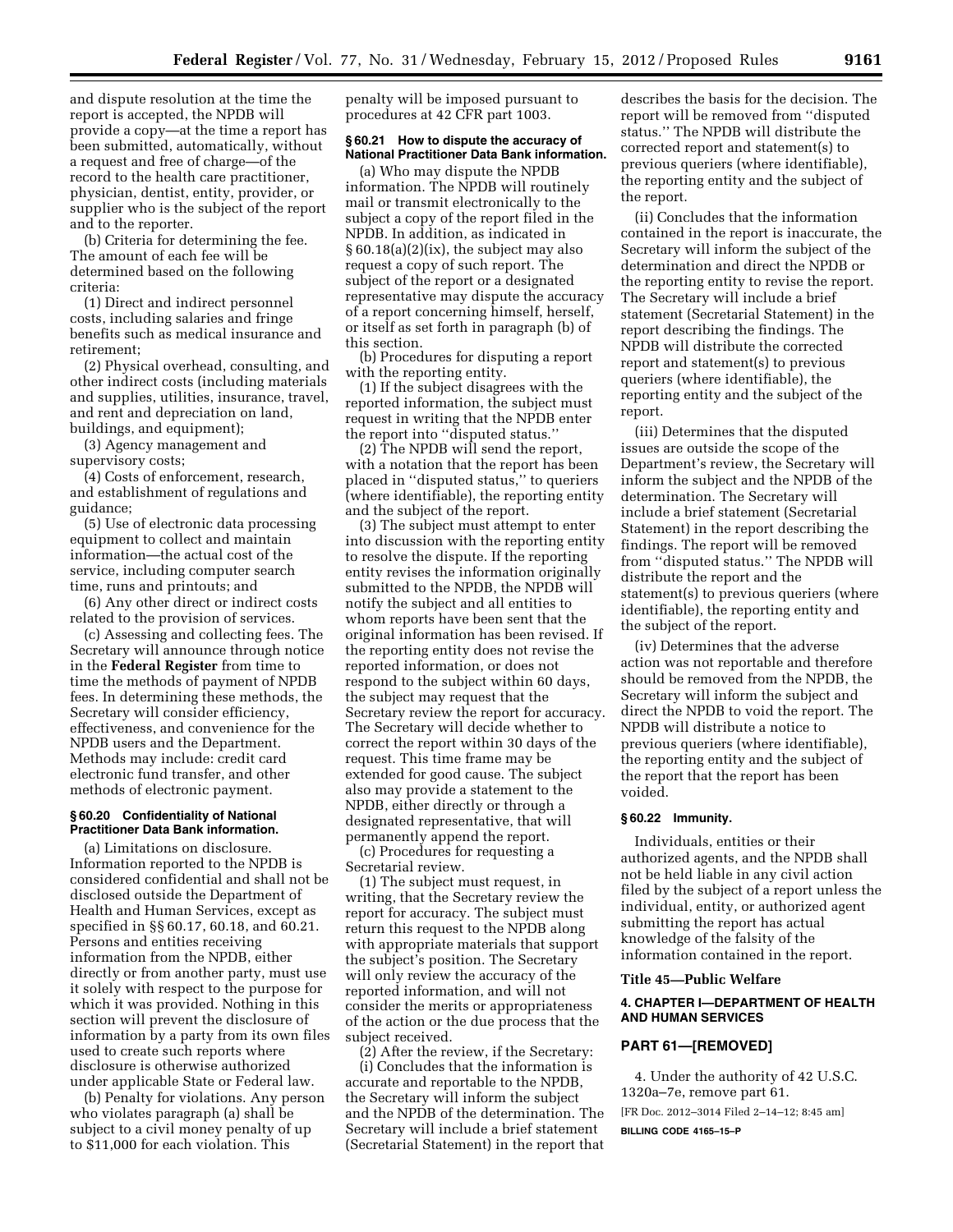and dispute resolution at the time the report is accepted, the NPDB will provide a copy—at the time a report has been submitted, automatically, without a request and free of charge—of the record to the health care practitioner, physician, dentist, entity, provider, or supplier who is the subject of the report and to the reporter.

(b) Criteria for determining the fee. The amount of each fee will be determined based on the following criteria:

(1) Direct and indirect personnel costs, including salaries and fringe benefits such as medical insurance and retirement;

(2) Physical overhead, consulting, and other indirect costs (including materials and supplies, utilities, insurance, travel, and rent and depreciation on land, buildings, and equipment);

(3) Agency management and supervisory costs;

(4) Costs of enforcement, research, and establishment of regulations and guidance;

(5) Use of electronic data processing equipment to collect and maintain information—the actual cost of the service, including computer search time, runs and printouts; and

(6) Any other direct or indirect costs related to the provision of services.

(c) Assessing and collecting fees. The Secretary will announce through notice in the **Federal Register** from time to time the methods of payment of NPDB fees. In determining these methods, the Secretary will consider efficiency, effectiveness, and convenience for the NPDB users and the Department. Methods may include: credit card electronic fund transfer, and other methods of electronic payment.

### § 60.20 Confidentiality of National Practitioner Data Bank information.

(a) Limitations on disclosure. Information reported to the NPDB is considered confidential and shall not be disclosed outside the Department of Health and Human Services, except as specified in §§ 60.17, 60.18, and 60.21. Persons and entities receiving information from the NPDB, either directly or from another party, must use it solely with respect to the purpose for which it was provided. Nothing in this section will prevent the disclosure of information by a party from its own files used to create such reports where disclosure is otherwise authorized under applicable State or Federal law.

(b) Penalty for violations. Any person who violates paragraph (a) shall be subject to a civil money penalty of up to $11,000 for each violation. This penalty will be imposed pursuant to procedures at 42 CFR part 1003.

### § 60.21 How to dispute the accuracy of National Practitioner Data Bank information.

(a) Who may dispute the NPDB information. The NPDB will routinely mail or transmit electronically to the subject a copy of the report filed in the NPDB. In addition, as indicated in § 60.18(a)(2)(ix), the subject may also request a copy of such report. The subject of the report or a designated representative may dispute the accuracy of a report concerning himself, herself, or itself as set forth in paragraph (b) of this section.

(b) Procedures for disputing a report with the reporting entity.

(1) If the subject disagrees with the reported information, the subject must request in writing that the NPDB enter the report into ''disputed status.''

(2) The NPDB will send the report, with a notation that the report has been placed in ''disputed status,'' to queriers (where identifiable), the reporting entity and the subject of the report.

(3) The subject must attempt to enter into discussion with the reporting entity to resolve the dispute. If the reporting entity revises the information originally submitted to the NPDB, the NPDB will notify the subject and all entities to whom reports have been sent that the original information has been revised. If the reporting entity does not revise the reported information, or does not respond to the subject within 60 days, the subject may request that the Secretary review the report for accuracy. The Secretary will decide whether to correct the report within 30 days of the request. This time frame may be extended for good cause. The subject also may provide a statement to the NPDB, either directly or through a designated representative, that will permanently append the report.

(c) Procedures for requesting a Secretarial review.

(1) The subject must request, in writing, that the Secretary review the report for accuracy. The subject must return this request to the NPDB along with appropriate materials that support the subject's position. The Secretary will only review the accuracy of the reported information, and will not consider the merits or appropriateness of the action or the due process that the subject received.

(2) After the review, if the Secretary:

(i) Concludes that the information is accurate and reportable to the NPDB, the Secretary will inform the subject and the NPDB of the determination. The Secretary will include a brief statement (Secretarial Statement) in the report that describes the basis for the decision. The report will be removed from ''disputed status.'' The NPDB will distribute the corrected report and statement(s) to previous queriers (where identifiable), the reporting entity and the subject of the report.

(ii) Concludes that the information contained in the report is inaccurate, the Secretary will inform the subject of the determination and direct the NPDB or the reporting entity to revise the report. The Secretary will include a brief statement (Secretarial Statement) in the report describing the findings. The NPDB will distribute the corrected report and statement(s) to previous queriers (where identifiable), the reporting entity and the subject of the report.

(iii) Determines that the disputed issues are outside the scope of the Department's review, the Secretary will inform the subject and the NPDB of the determination. The Secretary will include a brief statement (Secretarial Statement) in the report describing the findings. The report will be removed from ''disputed status.'' The NPDB will distribute the report and the statement(s) to previous queriers (where identifiable), the reporting entity and the subject of the report.

(iv) Determines that the adverse action was not reportable and therefore should be removed from the NPDB, the Secretary will inform the subject and direct the NPDB to void the report. The NPDB will distribute a notice to previous queriers (where identifiable), the reporting entity and the subject of the report that the report has been voided.

### § 60.22 Immunity.

Individuals, entities or their authorized agents, and the NPDB shall not be held liable in any civil action filed by the subject of a report unless the individual, entity, or authorized agent submitting the report has actual knowledge of the falsity of the information contained in the report.

## Title 45—Public Welfare

### 4. CHAPTER I—DEPARTMENT OF HEALTH AND HUMAN SERVICES

## PART 61—[REMOVED]

4. Under the authority of 42 U.S.C. 1320a–7e, remove part 61.

[FR Doc. 2012–3014 Filed 2–14–12; 8:45 am]

**BILLING CODE 4165–15–P**